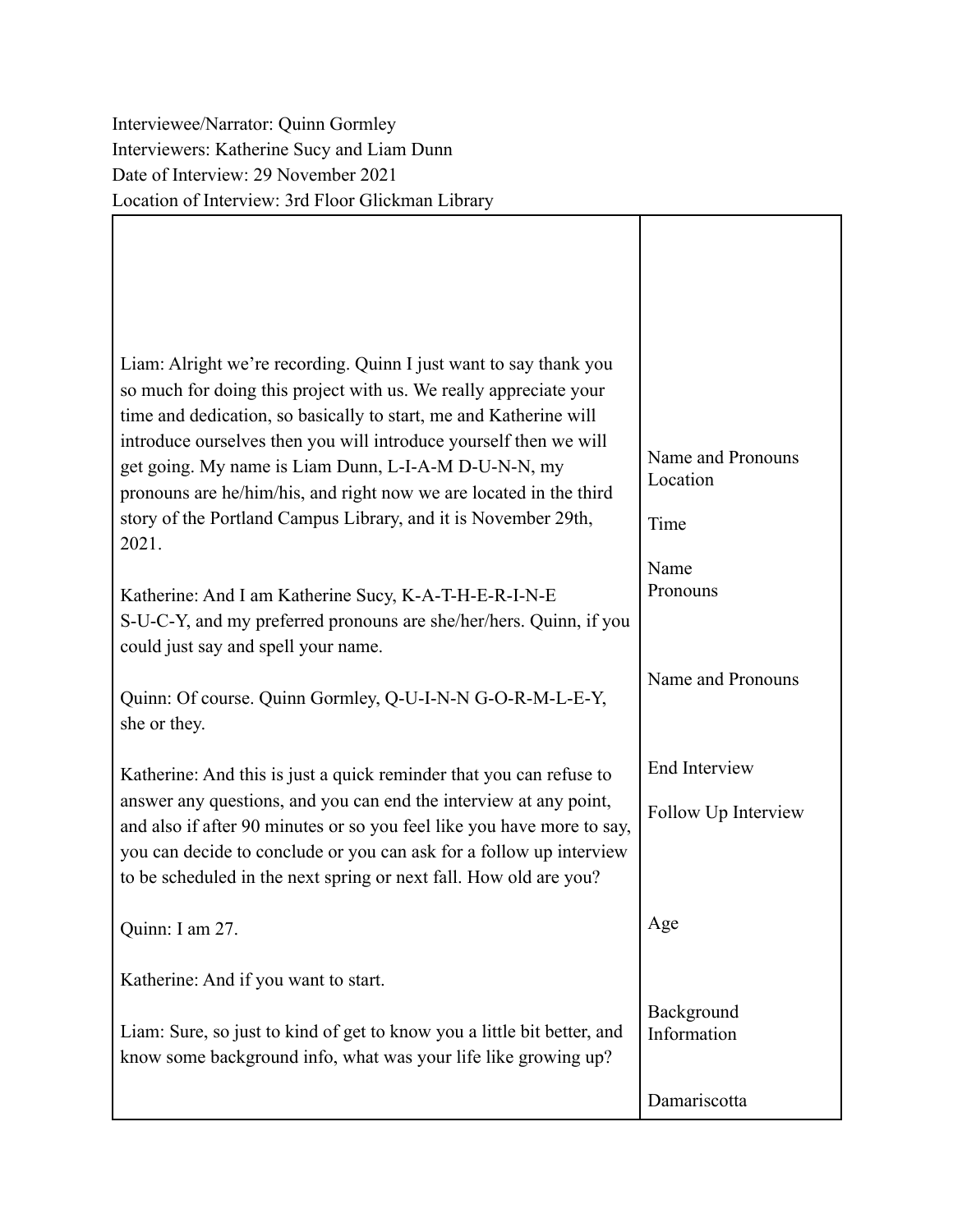Interviewee/Narrator: Quinn Gormley
Interviewers: Katherine Sucy and Liam Dunn
Date of Interview: 29 November 2021
Location of Interview: 3rd Floor Glickman Library

| | |
|---|---|
| Liam: Alright we're recording. Quinn I just want to say thank you so much for doing this project with us. We really appreciate your time and dedication, so basically to start, me and Katherine will introduce ourselves then you will introduce yourself then we will get going. My name is Liam Dunn, L-I-A-M D-U-N-N, my pronouns are he/him/his, and right now we are located in the third story of the Portland Campus Library, and it is November 29th, 2021. | Name and Pronouns<br>Location<br><br>Time |
| Katherine: And I am Katherine Sucy, K-A-T-H-E-R-I-N-E S-U-C-Y, and my preferred pronouns are she/her/hers. Quinn, if you could just say and spell your name. | Name<br>Pronouns |
| Quinn: Of course. Quinn Gormley, Q-U-I-N-N G-O-R-M-L-E-Y, she or they. | Name and Pronouns |
| Katherine: And this is just a quick reminder that you can refuse to answer any questions, and you can end the interview at any point, and also if after 90 minutes or so you feel like you have more to say, you can decide to conclude or you can ask for a follow up interview to be scheduled in the next spring or next fall. How old are you? | End Interview<br><br>Follow Up Interview |
| Quinn: I am 27. | Age |
| Katherine: And if you want to start. | |
| Liam: Sure, so just to kind of get to know you a little bit better, and know some background info, what was your life like growing up? | Background Information |
| | Damariscotta |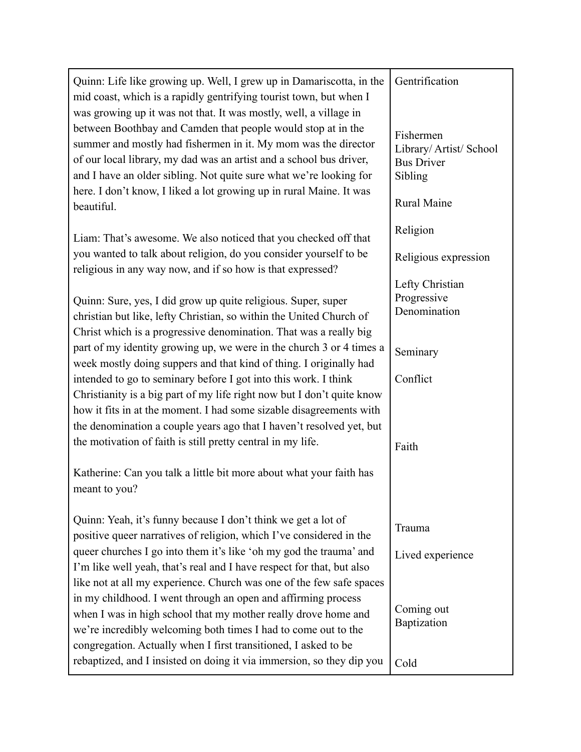| | |
|---|---|
| Quinn: Life like growing up. Well, I grew up in Damariscotta, in the mid coast, which is a rapidly gentrifying tourist town, but when I was growing up it was not that. It was mostly, well, a village in between Boothbay and Camden that people would stop at in the summer and mostly had fishermen in it. My mom was the director of our local library, my dad was an artist and a school bus driver, and I have an older sibling. Not quite sure what we're looking for here. I don't know, I liked a lot growing up in rural Maine. It was beautiful. | Gentrification<br><br>Fishermen<br>Library/ Artist/ School Bus Driver<br>Sibling<br><br>Rural Maine |
| Liam: That's awesome. We also noticed that you checked off that you wanted to talk about religion, do you consider yourself to be religious in any way now, and if so how is that expressed? | Religion<br><br>Religious expression |
| Quinn: Sure, yes, I did grow up quite religious. Super, super christian but like, lefty Christian, so within the United Church of Christ which is a progressive denomination. That was a really big part of my identity growing up, we were in the church 3 or 4 times a week mostly doing suppers and that kind of thing. I originally had intended to go to seminary before I got into this work. I think Christianity is a big part of my life right now but I don't quite know how it fits in at the moment. I had some sizable disagreements with the denomination a couple years ago that I haven't resolved yet, but the motivation of faith is still pretty central in my life. | Lefty Christian<br>Progressive<br>Denomination<br><br>Seminary<br><br>Conflict<br><br>Faith |
| Katherine: Can you talk a little bit more about what your faith has meant to you? | |
| Quinn: Yeah, it's funny because I don't think we get a lot of positive queer narratives of religion, which I've considered in the queer churches I go into them it's like 'oh my god the trauma' and I'm like well yeah, that's real and I have respect for that, but also like not at all my experience. Church was one of the few safe spaces in my childhood. I went through an open and affirming process when I was in high school that my mother really drove home and we're incredibly welcoming both times I had to come out to the congregation. Actually when I first transitioned, I asked to be rebaptized, and I insisted on doing it via immersion, so they dip you | Trauma<br><br>Lived experience<br><br>Coming out<br>Baptization<br><br>Cold |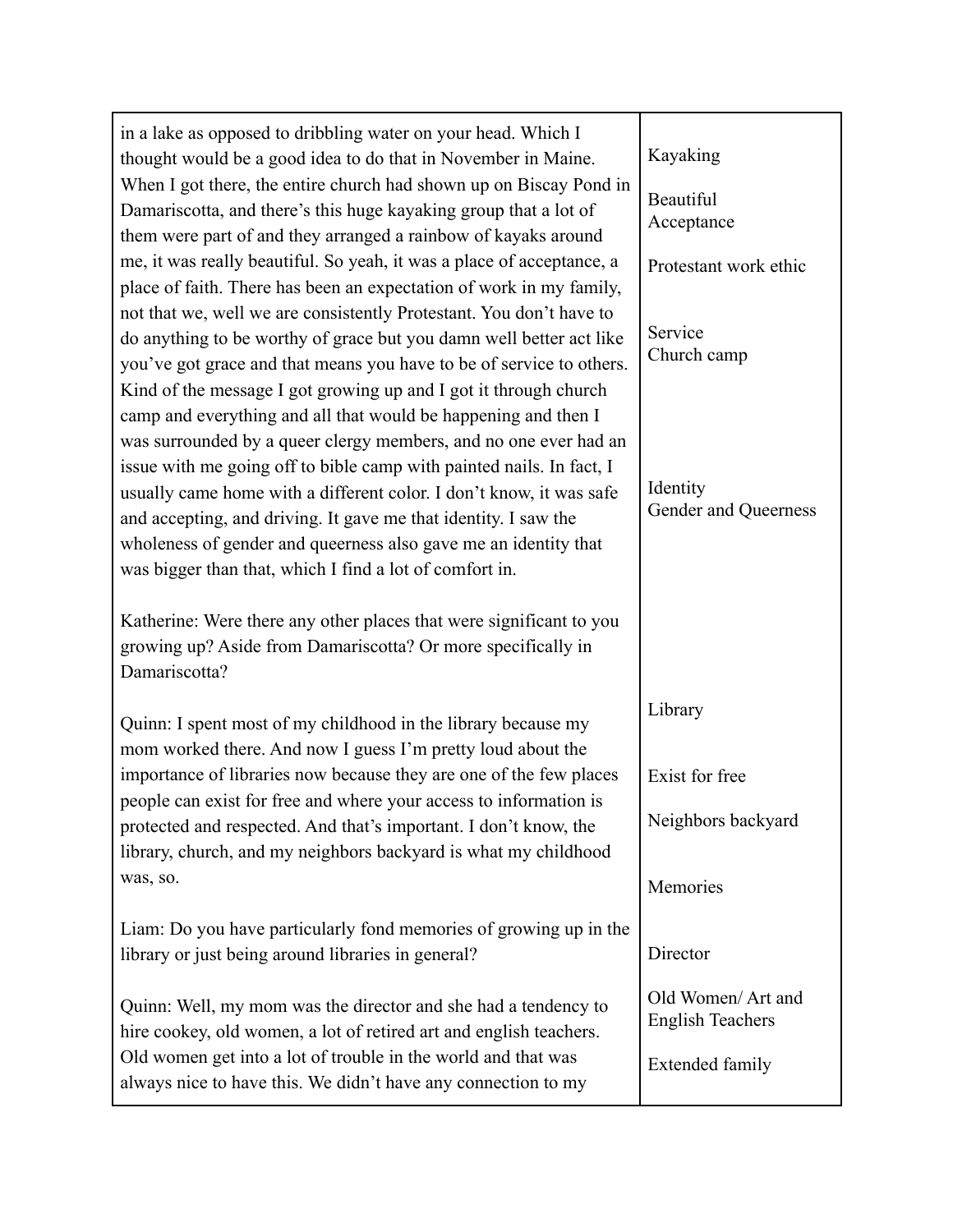| | |
|---|---|
| in a lake as opposed to dribbling water on your head. Which I thought would be a good idea to do that in November in Maine. When I got there, the entire church had shown up on Biscay Pond in Damariscotta, and there's this huge kayaking group that a lot of them were part of and they arranged a rainbow of kayaks around me, it was really beautiful. So yeah, it was a place of acceptance, a place of faith. There has been an expectation of work in my family, not that we, well we are consistently Protestant. You don't have to do anything to be worthy of grace but you damn well better act like you've got grace and that means you have to be of service to others. Kind of the message I got growing up and I got it through church camp and everything and all that would be happening and then I was surrounded by a queer clergy members, and no one ever had an issue with me going off to bible camp with painted nails. In fact, I usually came home with a different color. I don't know, it was safe and accepting, and driving. It gave me that identity. I saw the wholeness of gender and queerness also gave me an identity that was bigger than that, which I find a lot of comfort in.<br><br>Katherine: Were there any other places that were significant to you growing up? Aside from Damariscotta? Or more specifically in Damariscotta?<br><br>Quinn: I spent most of my childhood in the library because my mom worked there. And now I guess I'm pretty loud about the importance of libraries now because they are one of the few places people can exist for free and where your access to information is protected and respected. And that's important. I don't know, the library, church, and my neighbors backyard is what my childhood was, so.<br><br>Liam: Do you have particularly fond memories of growing up in the library or just being around libraries in general?<br><br>Quinn: Well, my mom was the director and she had a tendency to hire cookey, old women, a lot of retired art and english teachers. Old women get into a lot of trouble in the world and that was always nice to have this. We didn't have any connection to my | Kayaking<br><br>Beautiful<br>Acceptance<br><br>Protestant work ethic<br><br>Service<br>Church camp<br><br>Identity<br>Gender and Queerness<br><br>Library<br><br>Exist for free<br><br>Neighbors backyard<br><br>Memories<br><br>Director<br><br>Old Women/ Art and English Teachers<br><br>Extended family |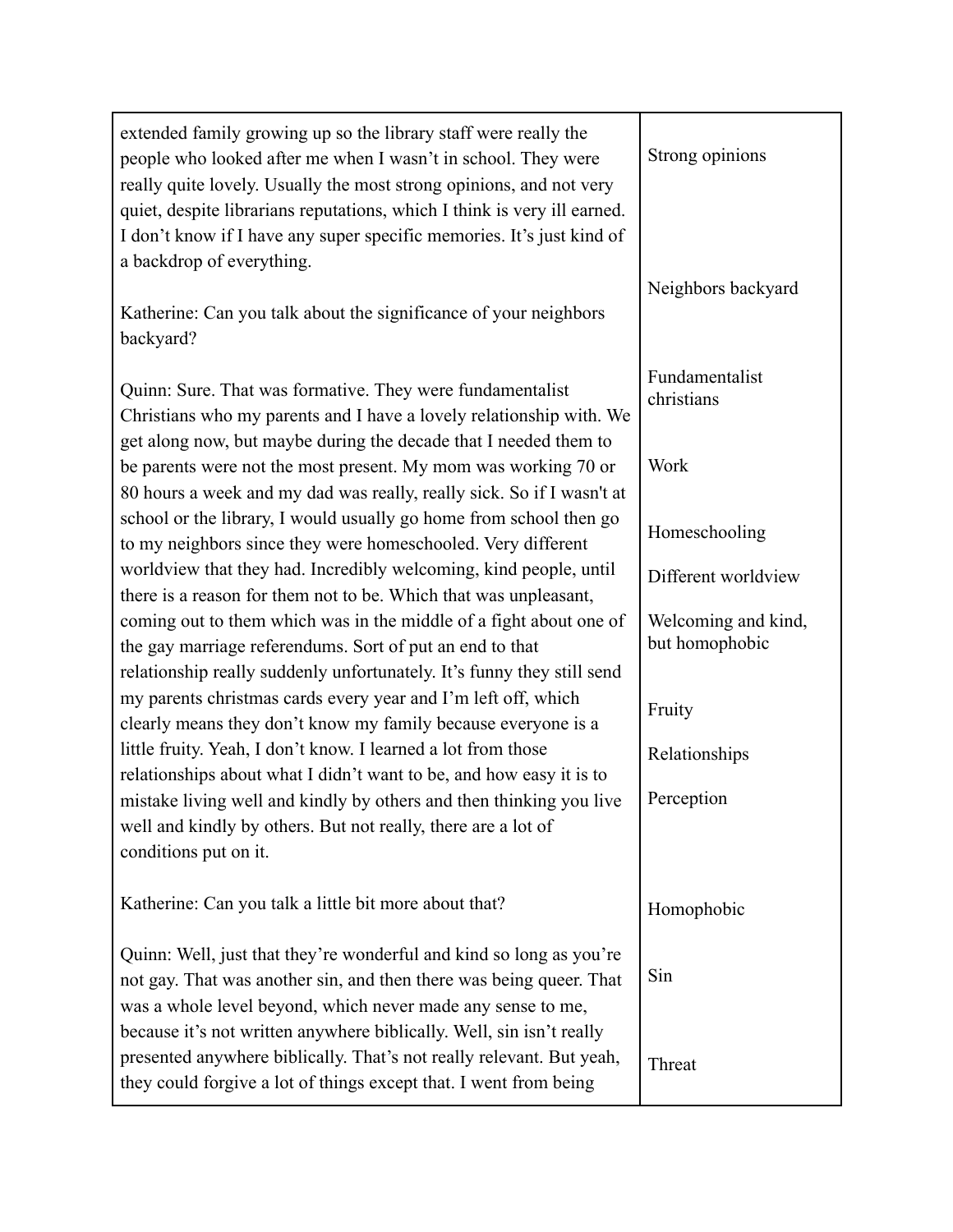| | |
|---|---|
| extended family growing up so the library staff were really the people who looked after me when I wasn't in school. They were really quite lovely. Usually the most strong opinions, and not very quiet, despite librarians reputations, which I think is very ill earned. I don't know if I have any super specific memories. It's just kind of a backdrop of everything.<br><br>Katherine: Can you talk about the significance of your neighbors backyard?<br><br>Quinn: Sure. That was formative. They were fundamentalist Christians who my parents and I have a lovely relationship with. We get along now, but maybe during the decade that I needed them to be parents were not the most present. My mom was working 70 or 80 hours a week and my dad was really, really sick. So if I wasn't at school or the library, I would usually go home from school then go to my neighbors since they were homeschooled. Very different worldview that they had. Incredibly welcoming, kind people, until there is a reason for them not to be. Which that was unpleasant, coming out to them which was in the middle of a fight about one of the gay marriage referendums. Sort of put an end to that relationship really suddenly unfortunately. It's funny they still send my parents christmas cards every year and I'm left off, which clearly means they don't know my family because everyone is a little fruity. Yeah, I don't know. I learned a lot from those relationships about what I didn't want to be, and how easy it is to mistake living well and kindly by others and then thinking you live well and kindly by others. But not really, there are a lot of conditions put on it.<br><br>Katherine: Can you talk a little bit more about that?<br><br>Quinn: Well, just that they're wonderful and kind so long as you're not gay. That was another sin, and then there was being queer. That was a whole level beyond, which never made any sense to me, because it's not written anywhere biblically. Well, sin isn't really presented anywhere biblically. That's not really relevant. But yeah, they could forgive a lot of things except that. I went from being | Strong opinions<br><br>Neighbors backyard<br><br>Fundamentalist christians<br><br>Work<br><br>Homeschooling<br><br>Different worldview<br><br>Welcoming and kind, but homophobic<br><br>Fruity<br><br>Relationships<br><br>Perception<br><br>Homophobic<br><br>Sin<br><br>Threat |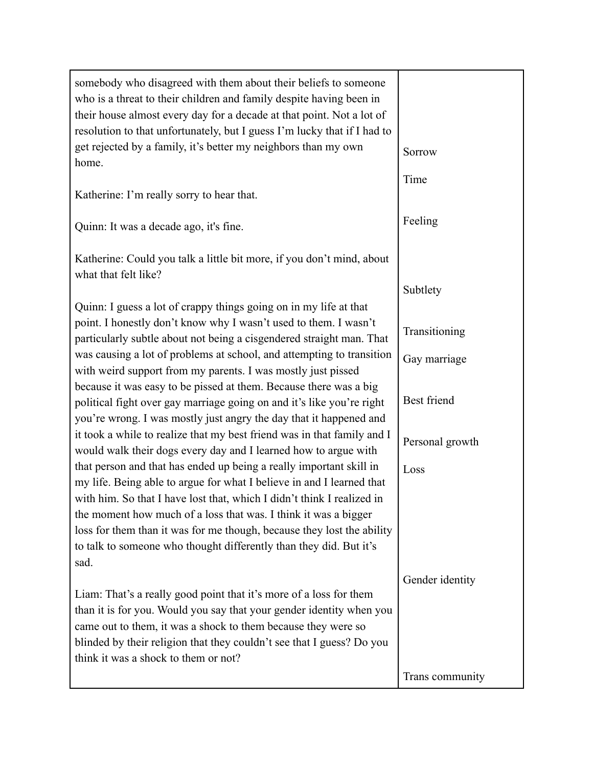| | |
|---|---|
| somebody who disagreed with them about their beliefs to someone who is a threat to their children and family despite having been in their house almost every day for a decade at that point. Not a lot of resolution to that unfortunately, but I guess I'm lucky that if I had to get rejected by a family, it's better my neighbors than my own home.<br><br>Katherine: I'm really sorry to hear that.<br><br>Quinn: It was a decade ago, it's fine.<br><br>Katherine: Could you talk a little bit more, if you don't mind, about what that felt like?<br><br>Quinn: I guess a lot of crappy things going on in my life at that point. I honestly don't know why I wasn't used to them. I wasn't particularly subtle about not being a cisgendered straight man. That was causing a lot of problems at school, and attempting to transition with weird support from my parents. I was mostly just pissed because it was easy to be pissed at them. Because there was a big political fight over gay marriage going on and it's like you're right you're wrong. I was mostly just angry the day that it happened and it took a while to realize that my best friend was in that family and I would walk their dogs every day and I learned how to argue with that person and that has ended up being a really important skill in my life. Being able to argue for what I believe in and I learned that with him. So that I have lost that, which I didn't think I realized in the moment how much of a loss that was. I think it was a bigger loss for them than it was for me though, because they lost the ability to talk to someone who thought differently than they did. But it's sad.<br><br>Liam: That's a really good point that it's more of a loss for them than it is for you. Would you say that your gender identity when you came out to them, it was a shock to them because they were so blinded by their religion that they couldn't see that I guess? Do you think it was a shock to them or not? | Sorrow<br><br>Time<br><br>Feeling<br><br>Subtlety<br><br>Transitioning<br><br>Gay marriage<br><br>Best friend<br><br>Personal growth<br><br>Loss<br><br>Gender identity<br><br>Trans community |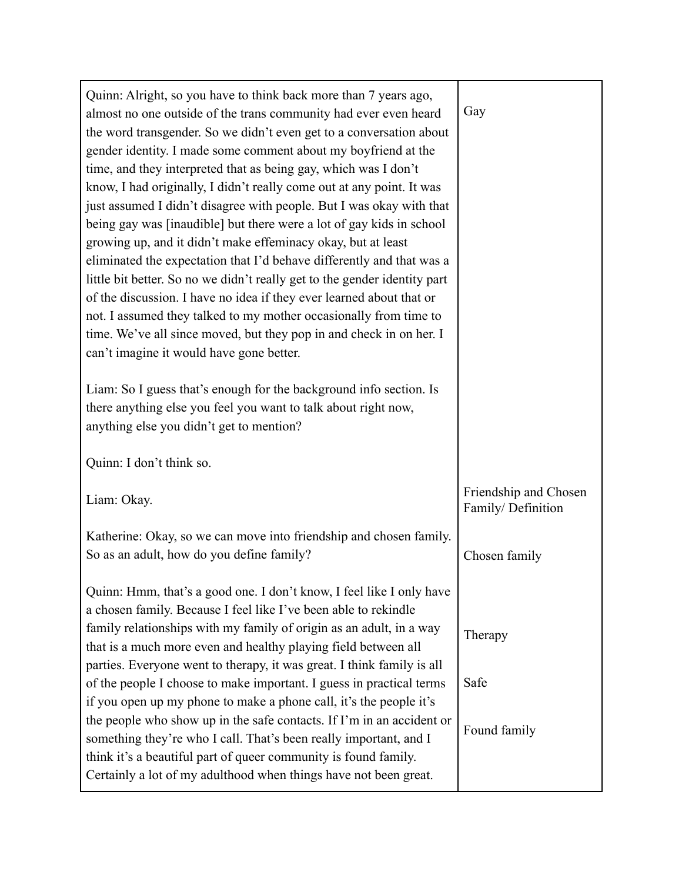| | |
|---|---|
| Quinn: Alright, so you have to think back more than 7 years ago, almost no one outside of the trans community had ever even heard the word transgender. So we didn't even get to a conversation about gender identity. I made some comment about my boyfriend at the time, and they interpreted that as being gay, which was I don't know, I had originally, I didn't really come out at any point. It was just assumed I didn't disagree with people. But I was okay with that being gay was [inaudible] but there were a lot of gay kids in school growing up, and it didn't make effeminacy okay, but at least eliminated the expectation that I'd behave differently and that was a little bit better. So no we didn't really get to the gender identity part of the discussion. I have no idea if they ever learned about that or not. I assumed they talked to my mother occasionally from time to time. We've all since moved, but they pop in and check in on her. I can't imagine it would have gone better. | Gay |
| Liam: So I guess that's enough for the background info section. Is there anything else you feel you want to talk about right now, anything else you didn't get to mention? | |
| Quinn: I don't think so. | |
| Liam: Okay. | Friendship and Chosen Family/ Definition |
| Katherine: Okay, so we can move into friendship and chosen family. So as an adult, how do you define family? | Chosen family |
| Quinn: Hmm, that's a good one. I don't know, I feel like I only have a chosen family. Because I feel like I've been able to rekindle family relationships with my family of origin as an adult, in a way that is a much more even and healthy playing field between all parties. Everyone went to therapy, it was great. I think family is all of the people I choose to make important. I guess in practical terms if you open up my phone to make a phone call, it's the people it's the people who show up in the safe contacts. If I'm in an accident or something they're who I call. That's been really important, and I think it's a beautiful part of queer community is found family. Certainly a lot of my adulthood when things have not been great. | Therapy<br><br>Safe<br><br>Found family |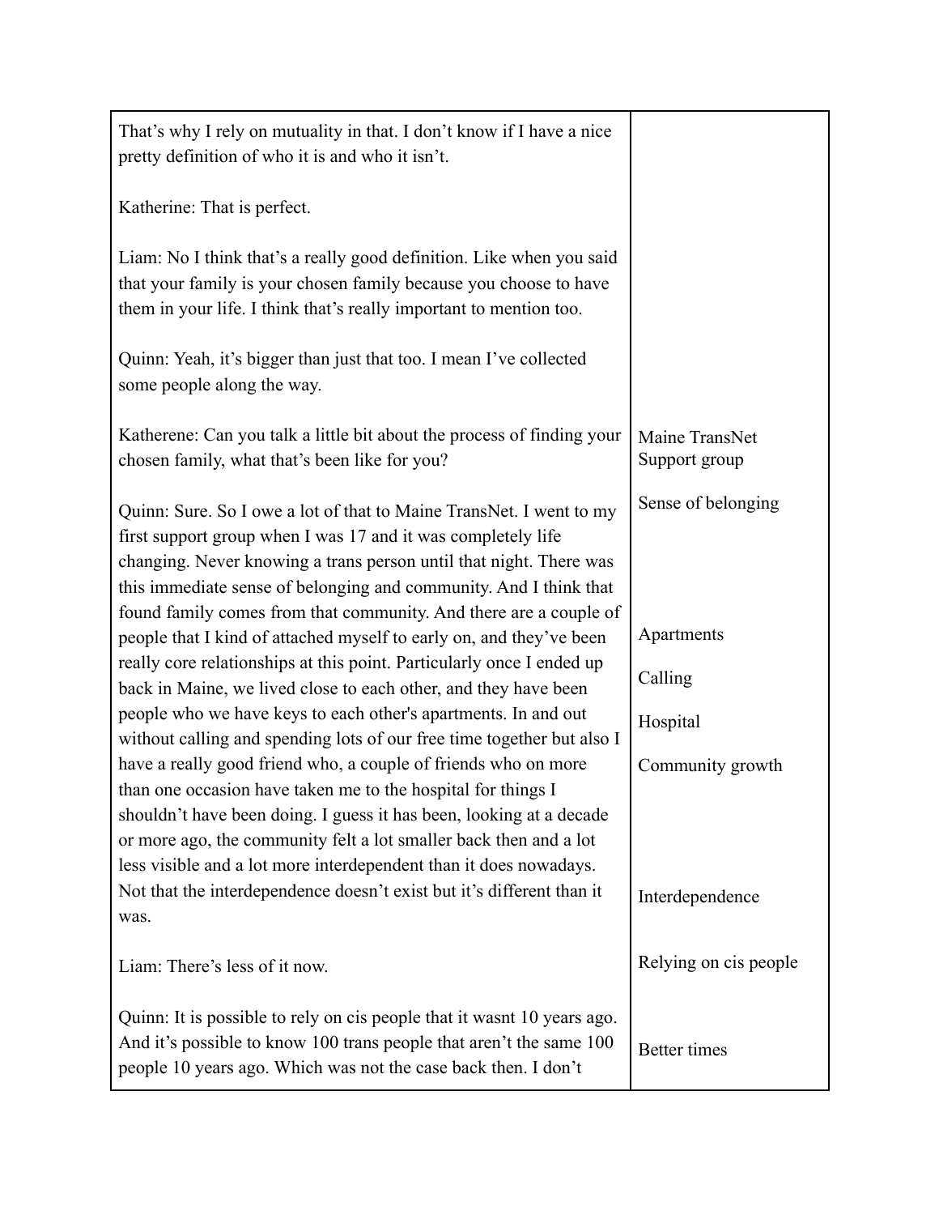| | |
|---|---|
| That's why I rely on mutuality in that. I don't know if I have a nice pretty definition of who it is and who it isn't.<br><br>Katherine: That is perfect.<br><br>Liam: No I think that's a really good definition. Like when you said that your family is your chosen family because you choose to have them in your life. I think that's really important to mention too.<br><br>Quinn: Yeah, it's bigger than just that too. I mean I've collected some people along the way. | |
| Katherene: Can you talk a little bit about the process of finding your chosen family, what that's been like for you?<br><br>Quinn: Sure. So I owe a lot of that to Maine TransNet. I went to my first support group when I was 17 and it was completely life changing. Never knowing a trans person until that night. There was this immediate sense of belonging and community. And I think that found family comes from that community. And there are a couple of people that I kind of attached myself to early on, and they've been really core relationships at this point. Particularly once I ended up back in Maine, we lived close to each other, and they have been people who we have keys to each other's apartments. In and out without calling and spending lots of our free time together but also I have a really good friend who, a couple of friends who on more than one occasion have taken me to the hospital for things I shouldn't have been doing. I guess it has been, looking at a decade or more ago, the community felt a lot smaller back then and a lot less visible and a lot more interdependent than it does nowadays. Not that the interdependence doesn't exist but it's different than it was.<br><br>Liam: There's less of it now.<br><br>Quinn: It is possible to rely on cis people that it wasnt 10 years ago. And it's possible to know 100 trans people that aren't the same 100 people 10 years ago. Which was not the case back then. I don't | Maine TransNet Support group<br><br>Sense of belonging<br><br>Apartments<br><br>Calling<br><br>Hospital<br><br>Community growth<br><br>Interdependence<br><br>Relying on cis people<br><br>Better times |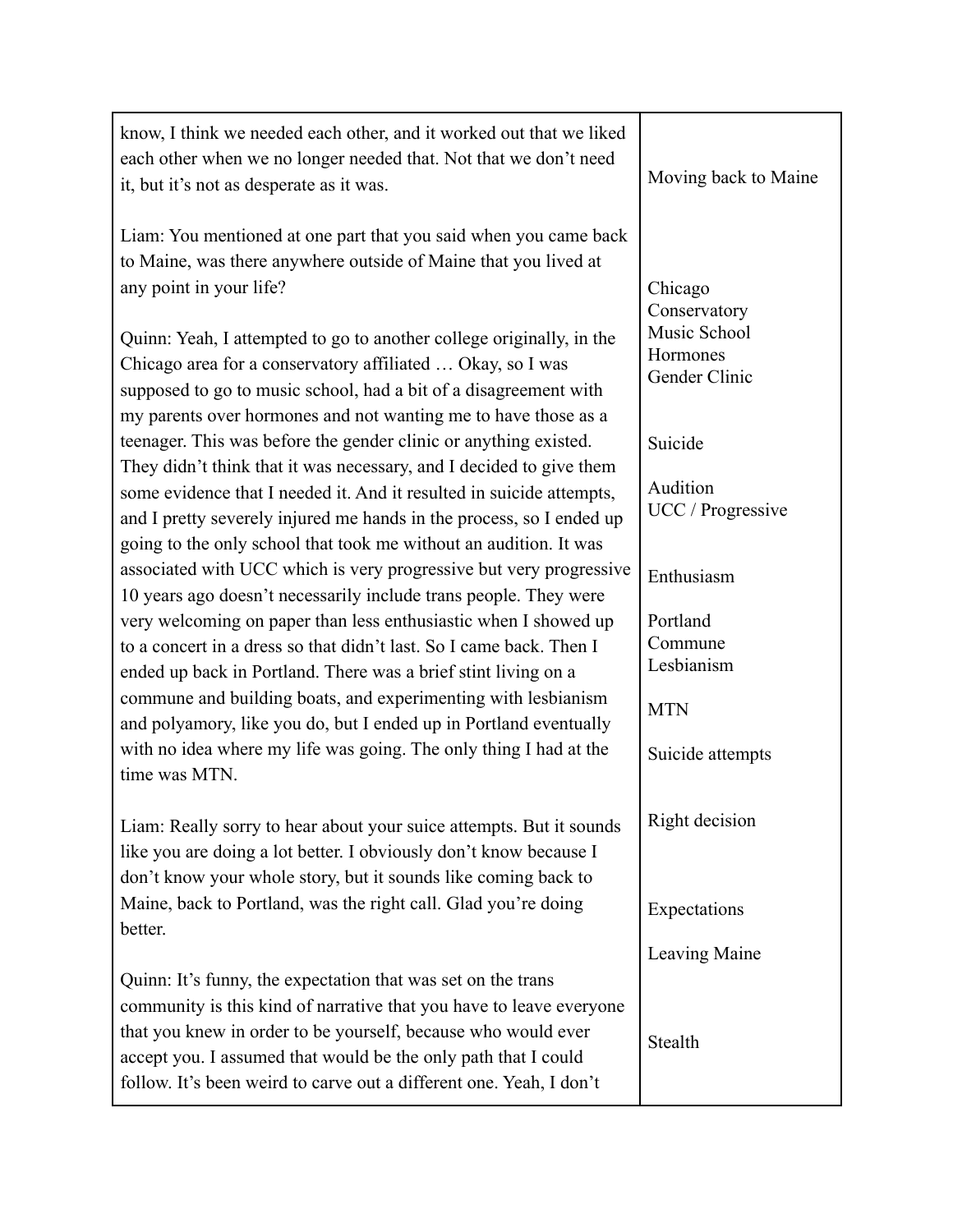| | |
|---|---|
| know, I think we needed each other, and it worked out that we liked each other when we no longer needed that. Not that we don't need it, but it's not as desperate as it was.<br><br>Liam: You mentioned at one part that you said when you came back to Maine, was there anywhere outside of Maine that you lived at any point in your life?<br><br>Quinn: Yeah, I attempted to go to another college originally, in the Chicago area for a conservatory affiliated … Okay, so I was supposed to go to music school, had a bit of a disagreement with my parents over hormones and not wanting me to have those as a teenager. This was before the gender clinic or anything existed. They didn't think that it was necessary, and I decided to give them some evidence that I needed it. And it resulted in suicide attempts, and I pretty severely injured me hands in the process, so I ended up going to the only school that took me without an audition. It was associated with UCC which is very progressive but very progressive 10 years ago doesn't necessarily include trans people. They were very welcoming on paper than less enthusiastic when I showed up to a concert in a dress so that didn't last. So I came back. Then I ended up back in Portland. There was a brief stint living on a commune and building boats, and experimenting with lesbianism and polyamory, like you do, but I ended up in Portland eventually with no idea where my life was going. The only thing I had at the time was MTN.<br><br>Liam: Really sorry to hear about your suice attempts. But it sounds like you are doing a lot better. I obviously don't know because I don't know your whole story, but it sounds like coming back to Maine, back to Portland, was the right call. Glad you're doing better.<br><br>Quinn: It's funny, the expectation that was set on the trans community is this kind of narrative that you have to leave everyone that you knew in order to be yourself, because who would ever accept you. I assumed that would be the only path that I could follow. It's been weird to carve out a different one. Yeah, I don't | Moving back to Maine<br><br>Chicago<br>Conservatory<br>Music School<br>Hormones<br>Gender Clinic<br><br>Suicide<br><br>Audition<br>UCC / Progressive<br><br>Enthusiasm<br><br>Portland<br>Commune<br>Lesbianism<br><br>MTN<br><br>Suicide attempts<br><br>Right decision<br><br>Expectations<br><br>Leaving Maine<br><br>Stealth |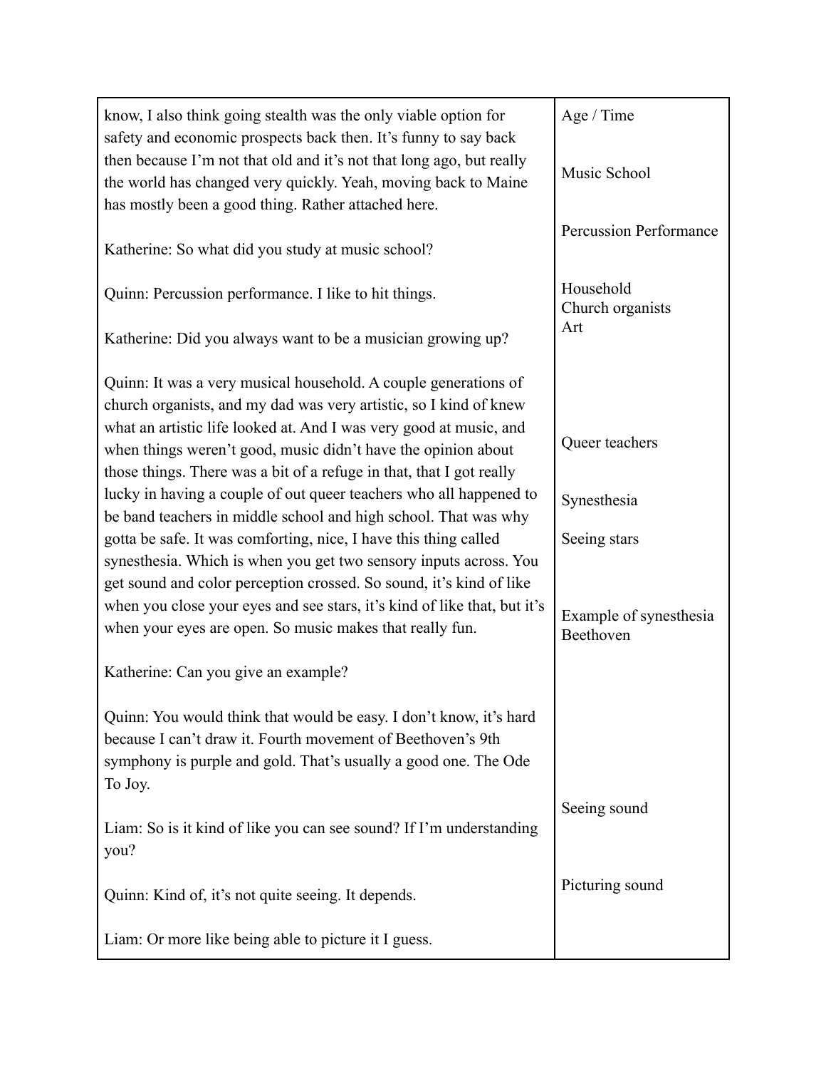| | |
|---|---|
| know, I also think going stealth was the only viable option for safety and economic prospects back then. It's funny to say back then because I'm not that old and it's not that long ago, but really the world has changed very quickly. Yeah, moving back to Maine has mostly been a good thing. Rather attached here.<br><br>Katherine: So what did you study at music school?<br><br>Quinn: Percussion performance. I like to hit things.<br><br>Katherine: Did you always want to be a musician growing up?<br><br>Quinn: It was a very musical household. A couple generations of church organists, and my dad was very artistic, so I kind of knew what an artistic life looked at. And I was very good at music, and when things weren't good, music didn't have the opinion about those things. There was a bit of a refuge in that, that I got really lucky in having a couple of out queer teachers who all happened to be band teachers in middle school and high school. That was why gotta be safe. It was comforting, nice, I have this thing called synesthesia. Which is when you get two sensory inputs across. You get sound and color perception crossed. So sound, it's kind of like when you close your eyes and see stars, it's kind of like that, but it's when your eyes are open. So music makes that really fun.<br><br>Katherine: Can you give an example?<br><br>Quinn: You would think that would be easy. I don't know, it's hard because I can't draw it. Fourth movement of Beethoven's 9th symphony is purple and gold. That's usually a good one. The Ode To Joy.<br><br>Liam: So is it kind of like you can see sound? If I'm understanding you?<br><br>Quinn: Kind of, it's not quite seeing. It depends.<br><br>Liam: Or more like being able to picture it I guess. | Age / Time<br><br>Music School<br><br>Percussion Performance<br><br>Household<br>Church organists<br>Art<br><br>Queer teachers<br><br>Synesthesia<br><br>Seeing stars<br><br>Example of synesthesia<br>Beethoven<br><br>Seeing sound<br><br>Picturing sound |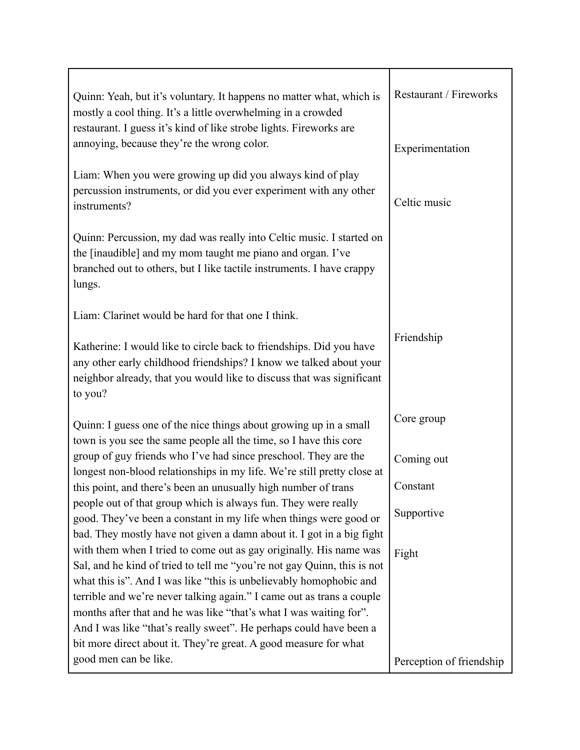| | |
|---|---|
| Quinn: Yeah, but it's voluntary. It happens no matter what, which is mostly a cool thing. It's a little overwhelming in a crowded restaurant. I guess it's kind of like strobe lights. Fireworks are annoying, because they're the wrong color. | Restaurant / Fireworks |
| Liam: When you were growing up did you always kind of play percussion instruments, or did you ever experiment with any other instruments? | Experimentation |
| Quinn: Percussion, my dad was really into Celtic music. I started on the [inaudible] and my mom taught me piano and organ. I've branched out to others, but I like tactile instruments. I have crappy lungs. | Celtic music |
| Liam: Clarinet would be hard for that one I think. | |
| Katherine: I would like to circle back to friendships. Did you have any other early childhood friendships? I know we talked about your neighbor already, that you would like to discuss that was significant to you? | Friendship |
| Quinn: I guess one of the nice things about growing up in a small town is you see the same people all the time, so I have this core group of guy friends who I've had since preschool. They are the longest non-blood relationships in my life. We're still pretty close at this point, and there's been an unusually high number of trans people out of that group which is always fun. They were really good. They've been a constant in my life when things were good or bad. They mostly have not given a damn about it. I got in a big fight with them when I tried to come out as gay originally. His name was Sal, and he kind of tried to tell me "you're not gay Quinn, this is not what this is". And I was like "this is unbelievably homophobic and terrible and we're never talking again." I came out as trans a couple months after that and he was like "that's what I was waiting for". And I was like "that's really sweet". He perhaps could have been a bit more direct about it. They're great. A good measure for what good men can be like. | Core group<br><br>Coming out<br><br>Constant<br><br>Supportive<br><br>Fight<br><br>Perception of friendship |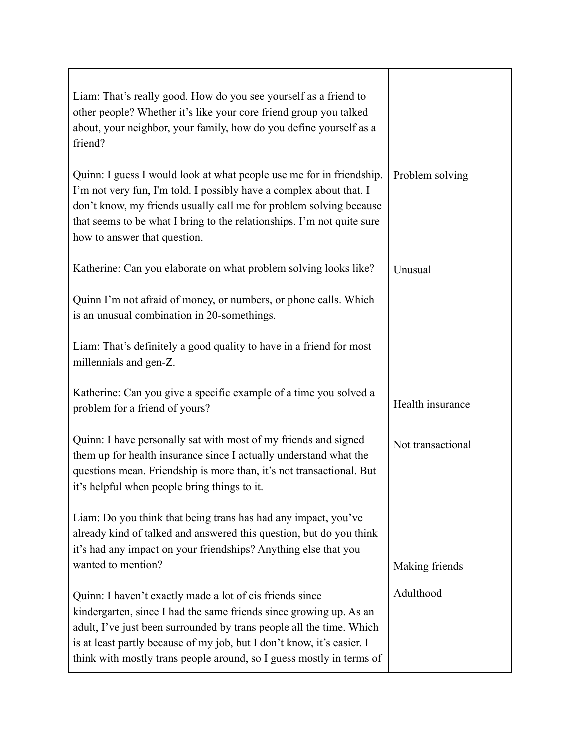| | |
|---|---|
| Liam: That's really good. How do you see yourself as a friend to other people? Whether it's like your core friend group you talked about, your neighbor, your family, how do you define yourself as a friend? | |
| Quinn: I guess I would look at what people use me for in friendship. I'm not very fun, I'm told. I possibly have a complex about that. I don't know, my friends usually call me for problem solving because that seems to be what I bring to the relationships. I'm not quite sure how to answer that question. | Problem solving |
| Katherine: Can you elaborate on what problem solving looks like? | Unusual |
| Quinn I'm not afraid of money, or numbers, or phone calls. Which is an unusual combination in 20-somethings. | |
| Liam: That's definitely a good quality to have in a friend for most millennials and gen-Z. | |
| Katherine: Can you give a specific example of a time you solved a problem for a friend of yours? | Health insurance |
| Quinn: I have personally sat with most of my friends and signed them up for health insurance since I actually understand what the questions mean. Friendship is more than, it's not transactional. But it's helpful when people bring things to it. | Not transactional |
| Liam: Do you think that being trans has had any impact, you've already kind of talked and answered this question, but do you think it's had any impact on your friendships? Anything else that you wanted to mention? | Making friends |
| Quinn: I haven't exactly made a lot of cis friends since kindergarten, since I had the same friends since growing up. As an adult, I've just been surrounded by trans people all the time. Which is at least partly because of my job, but I don't know, it's easier. I think with mostly trans people around, so I guess mostly in terms of | Adulthood |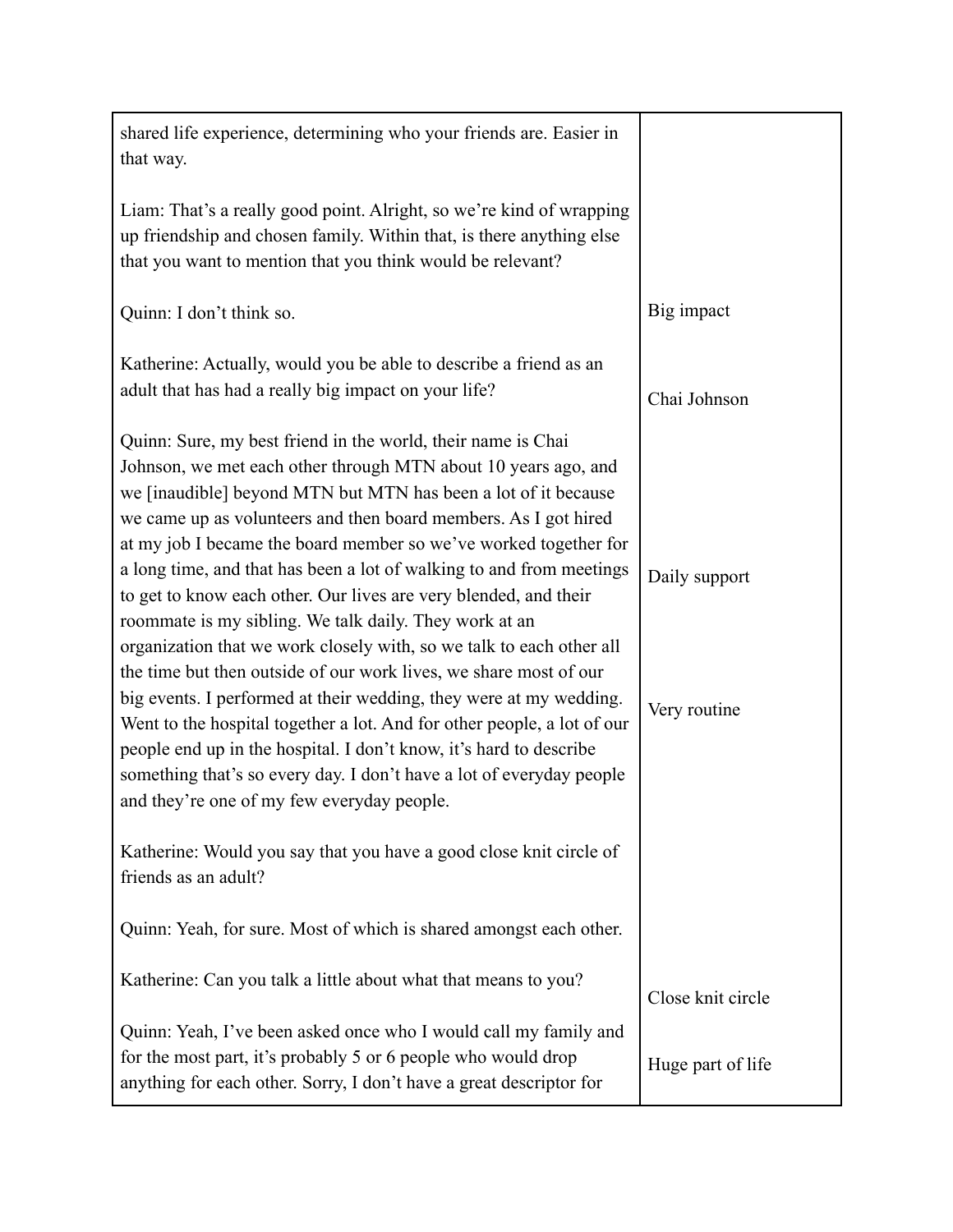| | |
|---|---|
| shared life experience, determining who your friends are. Easier in that way.<br><br>Liam: That's a really good point. Alright, so we're kind of wrapping up friendship and chosen family. Within that, is there anything else that you want to mention that you think would be relevant?<br><br>Quinn: I don't think so. | Big impact |
| Katherine: Actually, would you be able to describe a friend as an adult that has had a really big impact on your life? | Chai Johnson |
| Quinn: Sure, my best friend in the world, their name is Chai Johnson, we met each other through MTN about 10 years ago, and we [inaudible] beyond MTN but MTN has been a lot of it because we came up as volunteers and then board members. As I got hired at my job I became the board member so we've worked together for a long time, and that has been a lot of walking to and from meetings to get to know each other. Our lives are very blended, and their roommate is my sibling. We talk daily. They work at an organization that we work closely with, so we talk to each other all the time but then outside of our work lives, we share most of our big events. I performed at their wedding, they were at my wedding. Went to the hospital together a lot. And for other people, a lot of our people end up in the hospital. I don't know, it's hard to describe something that's so every day. I don't have a lot of everyday people and they're one of my few everyday people. | Daily support<br><br>Very routine |
| Katherine: Would you say that you have a good close knit circle of friends as an adult?<br><br>Quinn: Yeah, for sure. Most of which is shared amongst each other.<br><br>Katherine: Can you talk a little about what that means to you? | Close knit circle |
| Quinn: Yeah, I've been asked once who I would call my family and for the most part, it's probably 5 or 6 people who would drop anything for each other. Sorry, I don't have a great descriptor for | Huge part of life |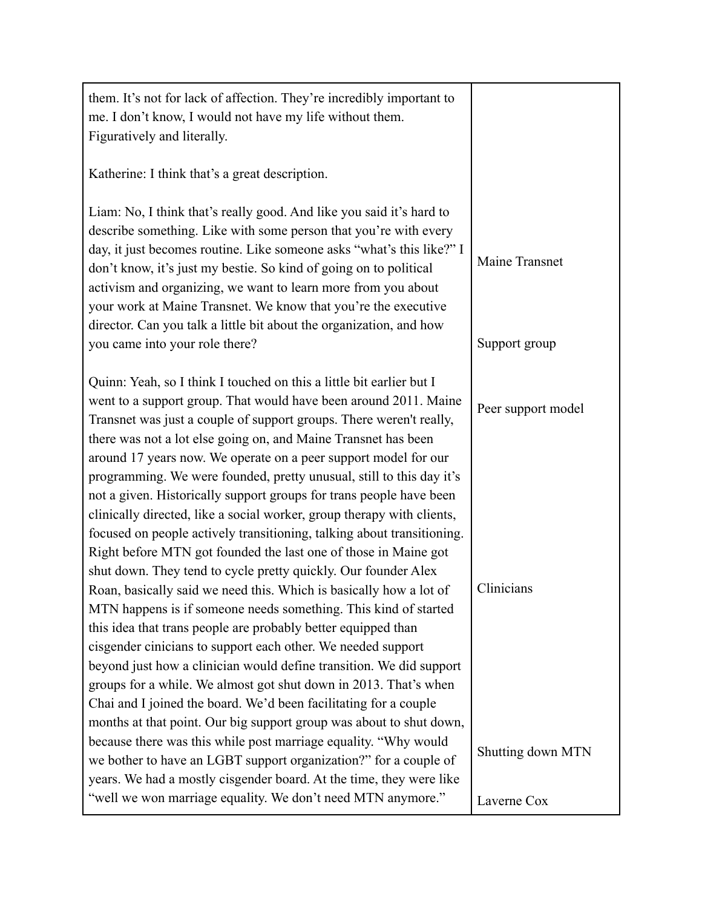| | |
|---|---|
| them. It's not for lack of affection. They're incredibly important to me. I don't know, I would not have my life without them. Figuratively and literally.<br><br>Katherine: I think that's a great description.<br><br>Liam: No, I think that's really good. And like you said it's hard to describe something. Like with some person that you're with every day, it just becomes routine. Like someone asks "what's this like?" I don't know, it's just my bestie. So kind of going on to political activism and organizing, we want to learn more from you about your work at Maine Transnet. We know that you're the executive director. Can you talk a little bit about the organization, and how you came into your role there?<br><br>Quinn: Yeah, so I think I touched on this a little bit earlier but I went to a support group. That would have been around 2011. Maine Transnet was just a couple of support groups. There weren't really, there was not a lot else going on, and Maine Transnet has been around 17 years now. We operate on a peer support model for our programming. We were founded, pretty unusual, still to this day it's not a given. Historically support groups for trans people have been clinically directed, like a social worker, group therapy with clients, focused on people actively transitioning, talking about transitioning. Right before MTN got founded the last one of those in Maine got shut down. They tend to cycle pretty quickly. Our founder Alex Roan, basically said we need this. Which is basically how a lot of MTN happens is if someone needs something. This kind of started this idea that trans people are probably better equipped than cisgender cinicians to support each other. We needed support beyond just how a clinician would define transition. We did support groups for a while. We almost got shut down in 2013. That's when Chai and I joined the board. We'd been facilitating for a couple months at that point. Our big support group was about to shut down, because there was this while post marriage equality. "Why would we bother to have an LGBT support organization?" for a couple of years. We had a mostly cisgender board. At the time, they were like "well we won marriage equality. We don't need MTN anymore." | Maine Transnet<br><br>Support group<br><br>Peer support model<br><br>Clinicians<br><br>Shutting down MTN<br><br>Laverne Cox |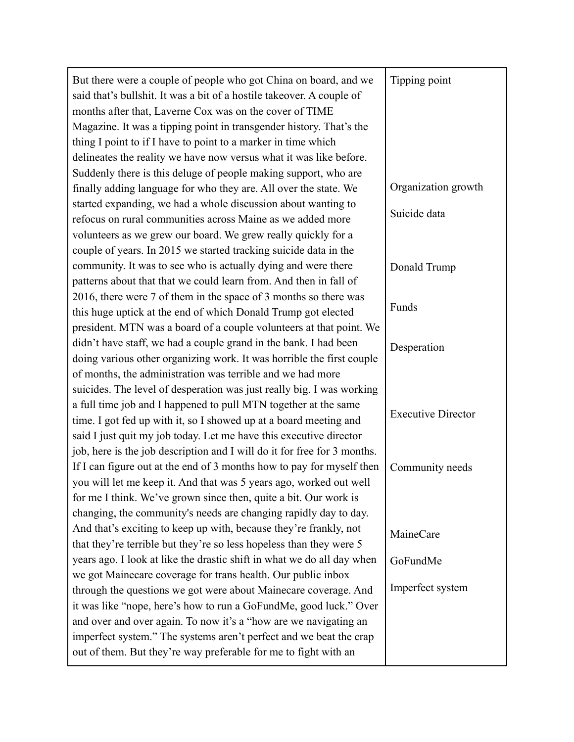| | |
|---|---|
| But there were a couple of people who got China on board, and we said that's bullshit. It was a bit of a hostile takeover. A couple of months after that, Laverne Cox was on the cover of TIME Magazine. It was a tipping point in transgender history. That's the thing I point to if I have to point to a marker in time which delineates the reality we have now versus what it was like before. Suddenly there is this deluge of people making support, who are finally adding language for who they are. All over the state. We started expanding, we had a whole discussion about wanting to refocus on rural communities across Maine as we added more volunteers as we grew our board. We grew really quickly for a couple of years. In 2015 we started tracking suicide data in the community. It was to see who is actually dying and were there patterns about that that we could learn from. And then in fall of 2016, there were 7 of them in the space of 3 months so there was this huge uptick at the end of which Donald Trump got elected president. MTN was a board of a couple volunteers at that point. We didn't have staff, we had a couple grand in the bank. I had been doing various other organizing work. It was horrible the first couple of months, the administration was terrible and we had more suicides. The level of desperation was just really big. I was working a full time job and I happened to pull MTN together at the same time. I got fed up with it, so I showed up at a board meeting and said I just quit my job today. Let me have this executive director job, here is the job description and I will do it for free for 3 months. If I can figure out at the end of 3 months how to pay for myself then you will let me keep it. And that was 5 years ago, worked out well for me I think. We've grown since then, quite a bit. Our work is changing, the community's needs are changing rapidly day to day. And that's exciting to keep up with, because they're frankly, not that they're terrible but they're so less hopeless than they were 5 years ago. I look at like the drastic shift in what we do all day when we got Mainecare coverage for trans health. Our public inbox through the questions we got were about Mainecare coverage. And it was like "nope, here's how to run a GoFundMe, good luck." Over and over and over again. To now it's a "how are we navigating an imperfect system." The systems aren't perfect and we beat the crap out of them. But they're way preferable for me to fight with an | Tipping point<br><br>Organization growth<br><br>Suicide data<br><br>Donald Trump<br><br>Funds<br><br>Desperation<br><br>Executive Director<br><br>Community needs<br><br>MaineCare<br><br>GoFundMe<br><br>Imperfect system |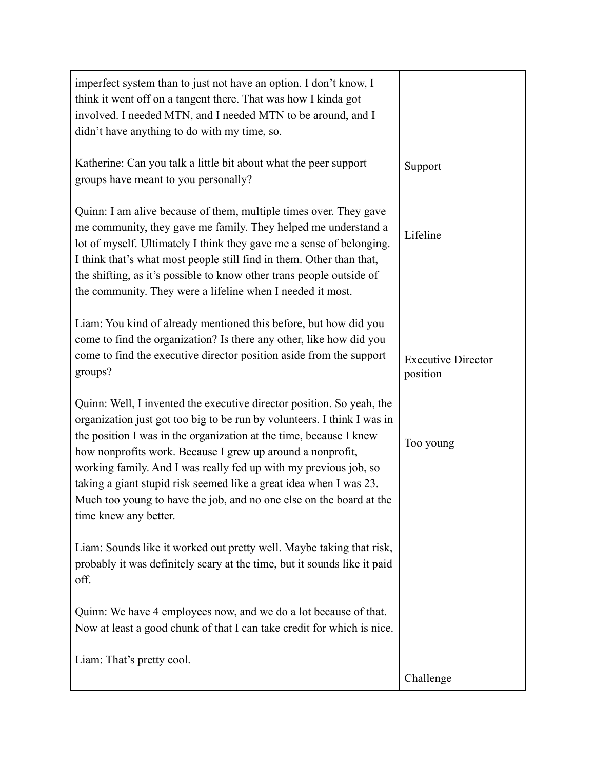| | |
|---|---|
| imperfect system than to just not have an option. I don't know, I think it went off on a tangent there. That was how I kinda got involved. I needed MTN, and I needed MTN to be around, and I didn't have anything to do with my time, so. | |
| Katherine: Can you talk a little bit about what the peer support groups have meant to you personally? | Support |
| Quinn: I am alive because of them, multiple times over. They gave me community, they gave me family. They helped me understand a lot of myself. Ultimately I think they gave me a sense of belonging. I think that's what most people still find in them. Other than that, the shifting, as it's possible to know other trans people outside of the community. They were a lifeline when I needed it most. | Lifeline |
| Liam: You kind of already mentioned this before, but how did you come to find the organization? Is there any other, like how did you come to find the executive director position aside from the support groups? | Executive Director position |
| Quinn: Well, I invented the executive director position. So yeah, the organization just got too big to be run by volunteers. I think I was in the position I was in the organization at the time, because I knew how nonprofits work. Because I grew up around a nonprofit, working family. And I was really fed up with my previous job, so taking a giant stupid risk seemed like a great idea when I was 23. Much too young to have the job, and no one else on the board at the time knew any better. | Too young |
| Liam: Sounds like it worked out pretty well. Maybe taking that risk, probably it was definitely scary at the time, but it sounds like it paid off. | |
| Quinn: We have 4 employees now, and we do a lot because of that. Now at least a good chunk of that I can take credit for which is nice. | |
| Liam: That's pretty cool. | Challenge |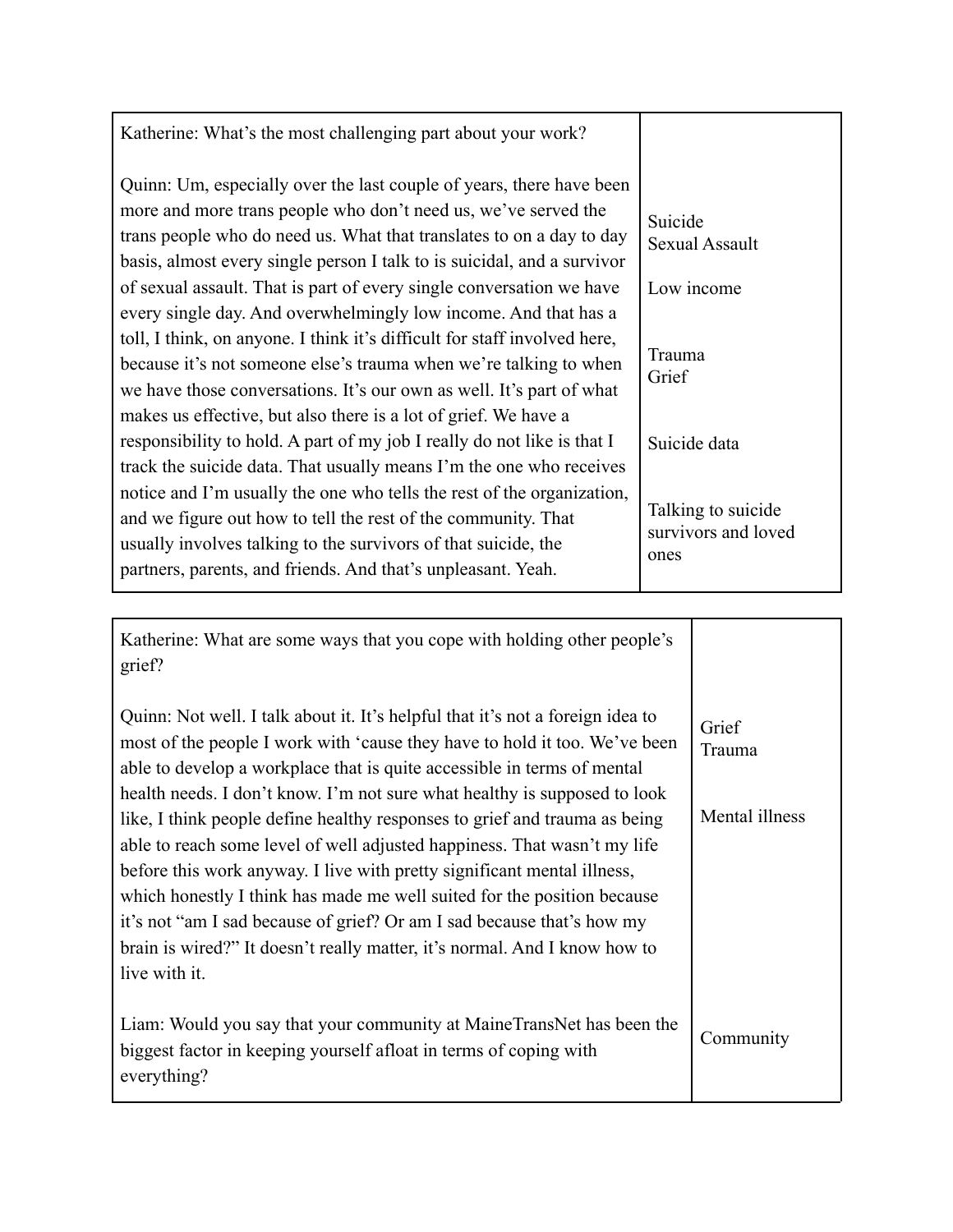| | |
|---|---|
| Katherine: What's the most challenging part about your work?<br><br>Quinn: Um, especially over the last couple of years, there have been more and more trans people who don't need us, we've served the trans people who do need us. What that translates to on a day to day basis, almost every single person I talk to is suicidal, and a survivor of sexual assault. That is part of every single conversation we have every single day. And overwhelmingly low income. And that has a toll, I think, on anyone. I think it's difficult for staff involved here, because it's not someone else's trauma when we're talking to when we have those conversations. It's our own as well. It's part of what makes us effective, but also there is a lot of grief. We have a responsibility to hold. A part of my job I really do not like is that I track the suicide data. That usually means I'm the one who receives notice and I'm usually the one who tells the rest of the organization, and we figure out how to tell the rest of the community. That usually involves talking to the survivors of that suicide, the partners, parents, and friends. And that's unpleasant. Yeah. | Suicide<br>Sexual Assault<br><br>Low income<br><br>Trauma<br>Grief<br><br>Suicide data<br><br>Talking to suicide survivors and loved ones |

| | |
|---|---|
| Katherine: What are some ways that you cope with holding other people's grief?<br><br>Quinn: Not well. I talk about it. It's helpful that it's not a foreign idea to most of the people I work with 'cause they have to hold it too. We've been able to develop a workplace that is quite accessible in terms of mental health needs. I don't know. I'm not sure what healthy is supposed to look like, I think people define healthy responses to grief and trauma as being able to reach some level of well adjusted happiness. That wasn't my life before this work anyway. I live with pretty significant mental illness, which honestly I think has made me well suited for the position because it's not "am I sad because of grief? Or am I sad because that's how my brain is wired?" It doesn't really matter, it's normal. And I know how to live with it. | Grief<br>Trauma<br><br>Mental illness |
| Liam: Would you say that your community at MaineTransNet has been the biggest factor in keeping yourself afloat in terms of coping with everything? | Community |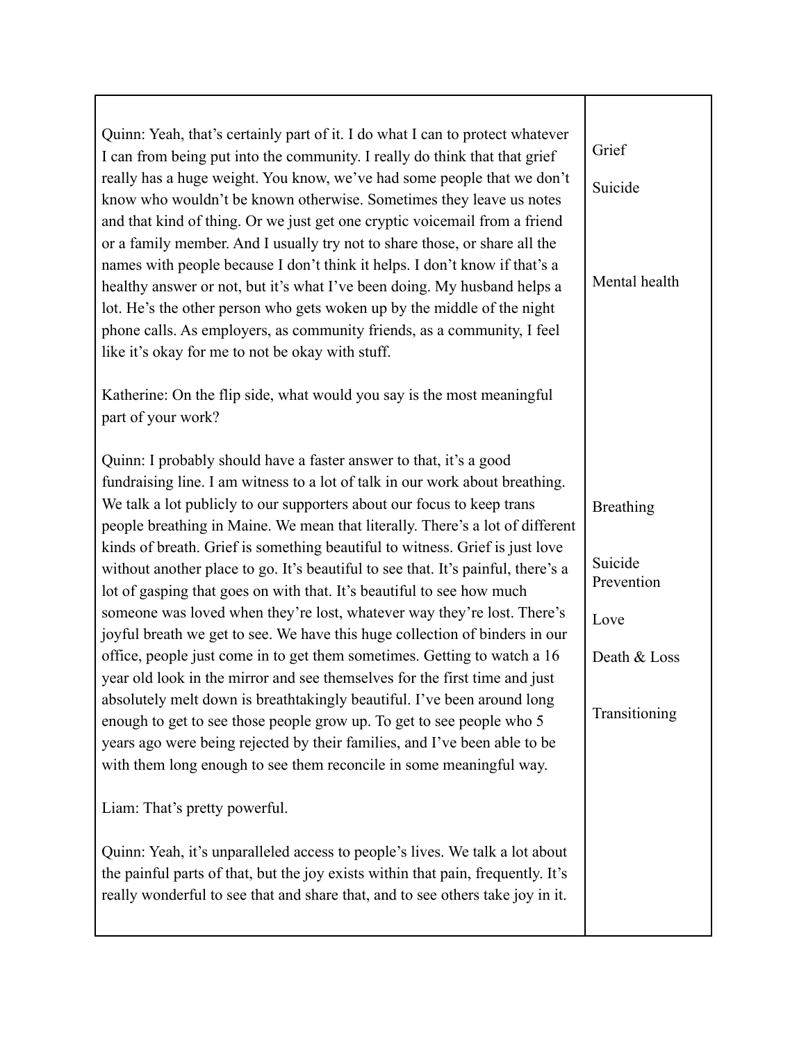| | |
|---|---|
| Quinn: Yeah, that's certainly part of it. I do what I can to protect whatever I can from being put into the community. I really do think that that grief really has a huge weight. You know, we've had some people that we don't know who wouldn't be known otherwise. Sometimes they leave us notes and that kind of thing. Or we just get one cryptic voicemail from a friend or a family member. And I usually try not to share those, or share all the names with people because I don't think it helps. I don't know if that's a healthy answer or not, but it's what I've been doing. My husband helps a lot. He's the other person who gets woken up by the middle of the night phone calls. As employers, as community friends, as a community, I feel like it's okay for me to not be okay with stuff.<br><br>Katherine: On the flip side, what would you say is the most meaningful part of your work?<br><br>Quinn: I probably should have a faster answer to that, it's a good fundraising line. I am witness to a lot of talk in our work about breathing. We talk a lot publicly to our supporters about our focus to keep trans people breathing in Maine. We mean that literally. There's a lot of different kinds of breath. Grief is something beautiful to witness. Grief is just love without another place to go. It's beautiful to see that. It's painful, there's a lot of gasping that goes on with that. It's beautiful to see how much someone was loved when they're lost, whatever way they're lost. There's joyful breath we get to see. We have this huge collection of binders in our office, people just come in to get them sometimes. Getting to watch a 16 year old look in the mirror and see themselves for the first time and just absolutely melt down is breathtakingly beautiful. I've been around long enough to get to see those people grow up. To get to see people who 5 years ago were being rejected by their families, and I've been able to be with them long enough to see them reconcile in some meaningful way.<br><br>Liam: That's pretty powerful.<br><br>Quinn: Yeah, it's unparalleled access to people's lives. We talk a lot about the painful parts of that, but the joy exists within that pain, frequently. It's really wonderful to see that and share that, and to see others take joy in it. | Grief<br><br>Suicide<br><br>Mental health<br><br>Breathing<br><br>Suicide Prevention<br><br>Love<br><br>Death & Loss<br><br>Transitioning |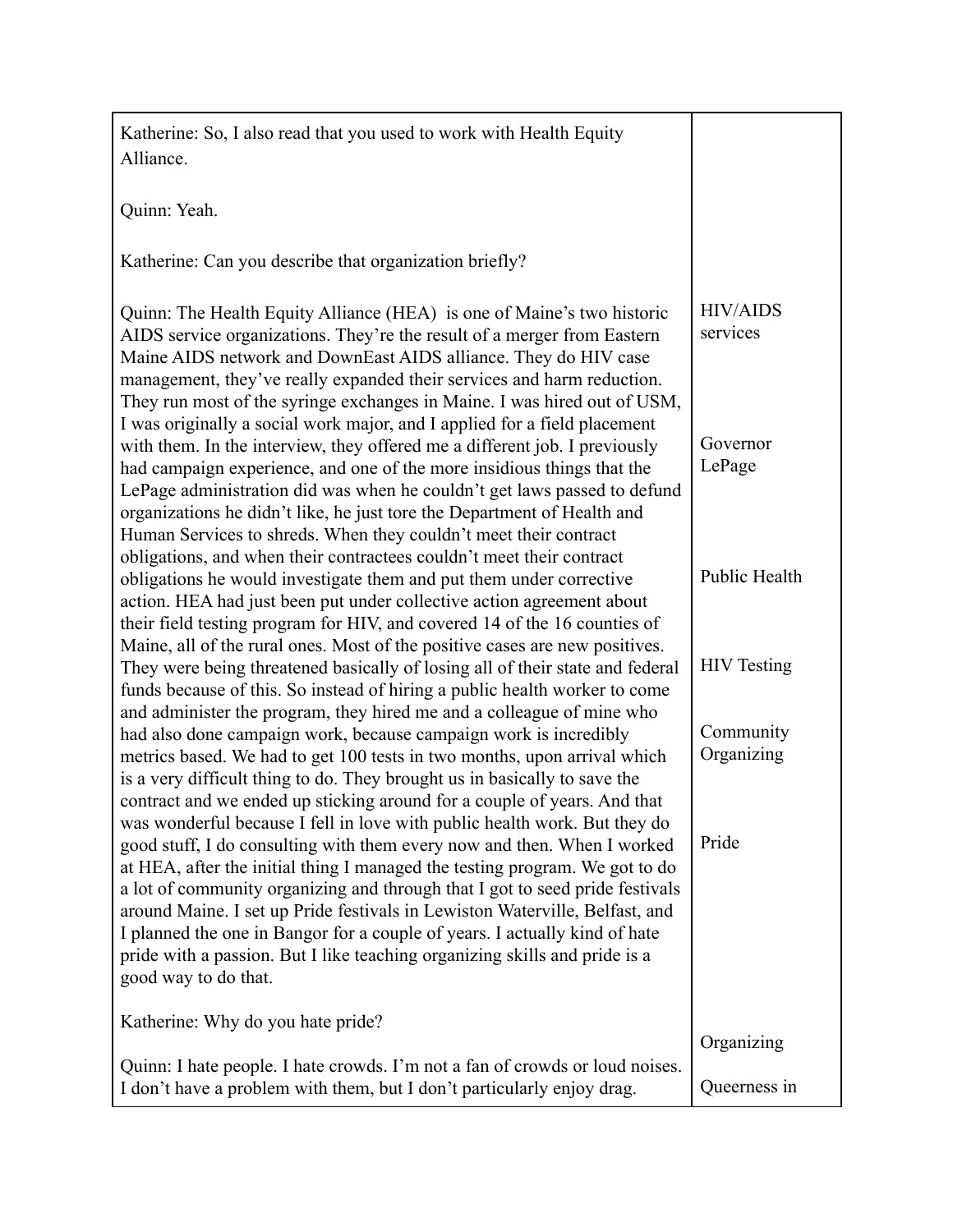| | |
|---|---|
| Katherine: So, I also read that you used to work with Health Equity Alliance.<br><br>Quinn: Yeah.<br><br>Katherine: Can you describe that organization briefly?<br><br>Quinn: The Health Equity Alliance (HEA) is one of Maine's two historic AIDS service organizations. They're the result of a merger from Eastern Maine AIDS network and DownEast AIDS alliance. They do HIV case management, they've really expanded their services and harm reduction. They run most of the syringe exchanges in Maine. I was hired out of USM, I was originally a social work major, and I applied for a field placement with them. In the interview, they offered me a different job. I previously had campaign experience, and one of the more insidious things that the LePage administration did was when he couldn't get laws passed to defund organizations he didn't like, he just tore the Department of Health and Human Services to shreds. When they couldn't meet their contract obligations, and when their contractees couldn't meet their contract obligations he would investigate them and put them under corrective action. HEA had just been put under collective action agreement about their field testing program for HIV, and covered 14 of the 16 counties of Maine, all of the rural ones. Most of the positive cases are new positives. They were being threatened basically of losing all of their state and federal funds because of this. So instead of hiring a public health worker to come and administer the program, they hired me and a colleague of mine who had also done campaign work, because campaign work is incredibly metrics based. We had to get 100 tests in two months, upon arrival which is a very difficult thing to do. They brought us in basically to save the contract and we ended up sticking around for a couple of years. And that was wonderful because I fell in love with public health work. But they do good stuff, I do consulting with them every now and then. When I worked at HEA, after the initial thing I managed the testing program. We got to do a lot of community organizing and through that I got to seed pride festivals around Maine. I set up Pride festivals in Lewiston Waterville, Belfast, and I planned the one in Bangor for a couple of years. I actually kind of hate pride with a passion. But I like teaching organizing skills and pride is a good way to do that.<br><br>Katherine: Why do you hate pride?<br><br>Quinn: I hate people. I hate crowds. I'm not a fan of crowds or loud noises. I don't have a problem with them, but I don't particularly enjoy drag. | HIV/AIDS services<br><br>Governor LePage<br><br>Public Health<br><br>HIV Testing<br><br>Community Organizing<br><br>Pride<br><br>Organizing<br><br>Queerness in |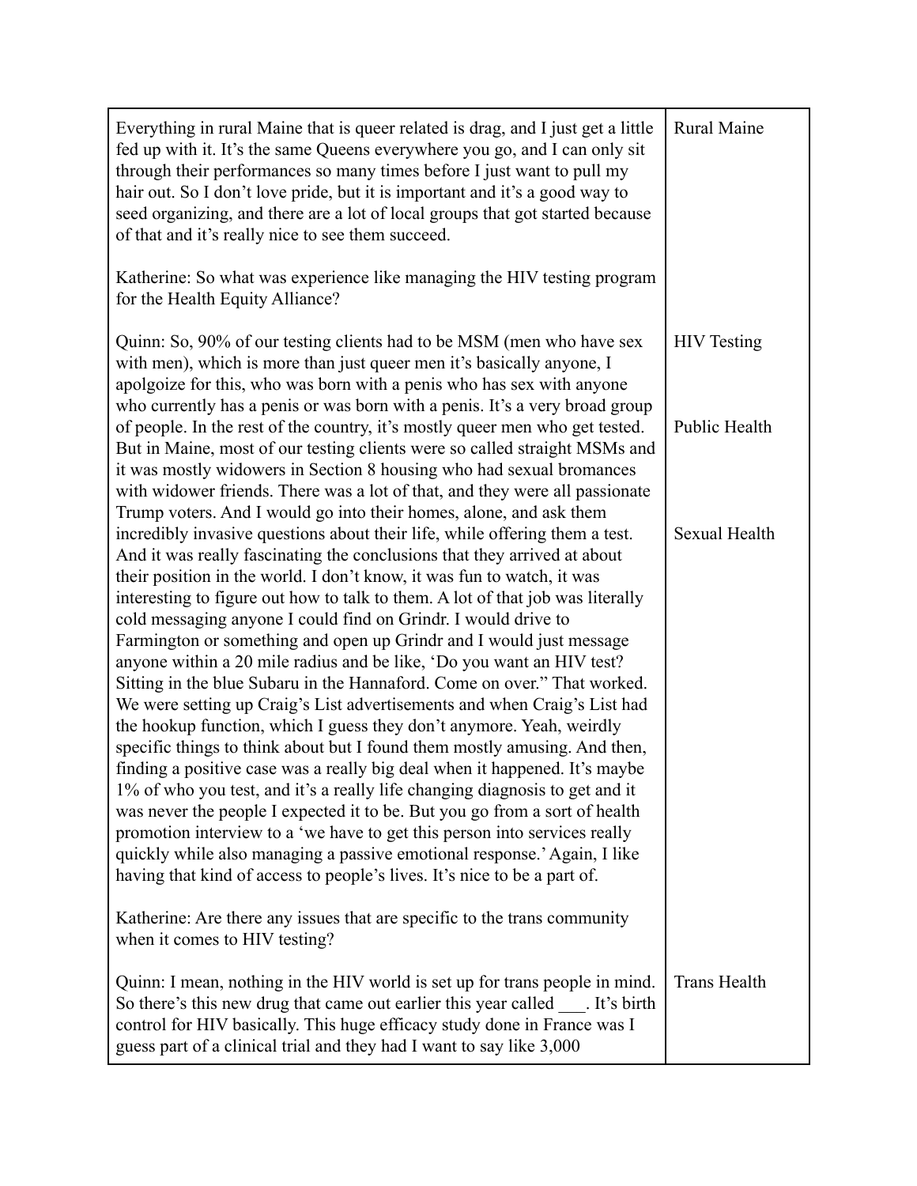| | |
|---|---|
| Everything in rural Maine that is queer related is drag, and I just get a little fed up with it. It's the same Queens everywhere you go, and I can only sit through their performances so many times before I just want to pull my hair out. So I don't love pride, but it is important and it's a good way to seed organizing, and there are a lot of local groups that got started because of that and it's really nice to see them succeed.<br><br>Katherine: So what was experience like managing the HIV testing program for the Health Equity Alliance?<br><br>Quinn: So, 90% of our testing clients had to be MSM (men who have sex with men), which is more than just queer men it's basically anyone, I apolgoize for this, who was born with a penis who has sex with anyone who currently has a penis or was born with a penis. It's a very broad group of people. In the rest of the country, it's mostly queer men who get tested. But in Maine, most of our testing clients were so called straight MSMs and it was mostly widowers in Section 8 housing who had sexual bromances with widower friends. There was a lot of that, and they were all passionate Trump voters. And I would go into their homes, alone, and ask them incredibly invasive questions about their life, while offering them a test. And it was really fascinating the conclusions that they arrived at about their position in the world. I don't know, it was fun to watch, it was interesting to figure out how to talk to them. A lot of that job was literally cold messaging anyone I could find on Grindr. I would drive to Farmington or something and open up Grindr and I would just message anyone within a 20 mile radius and be like, 'Do you want an HIV test? Sitting in the blue Subaru in the Hannaford. Come on over." That worked. We were setting up Craig's List advertisements and when Craig's List had the hookup function, which I guess they don't anymore. Yeah, weirdly specific things to think about but I found them mostly amusing. And then, finding a positive case was a really big deal when it happened. It's maybe 1% of who you test, and it's a really life changing diagnosis to get and it was never the people I expected it to be. But you go from a sort of health promotion interview to a 'we have to get this person into services really quickly while also managing a passive emotional response.' Again, I like having that kind of access to people's lives. It's nice to be a part of.<br><br>Katherine: Are there any issues that are specific to the trans community when it comes to HIV testing?<br><br>Quinn: I mean, nothing in the HIV world is set up for trans people in mind. So there's this new drug that came out earlier this year called ___. It's birth control for HIV basically. This huge efficacy study done in France was I guess part of a clinical trial and they had I want to say like 3,000 | Rural Maine<br><br>HIV Testing<br><br>Public Health<br><br>Sexual Health<br><br>Trans Health |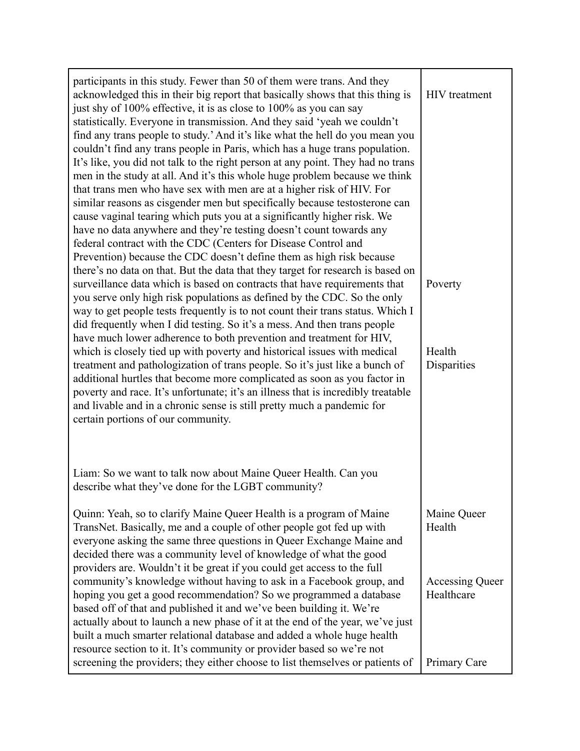| | |
|---|---|
| participants in this study. Fewer than 50 of them were trans. And they acknowledged this in their big report that basically shows that this thing is just shy of 100% effective, it is as close to 100% as you can say statistically. Everyone in transmission. And they said 'yeah we couldn't find any trans people to study.' And it's like what the hell do you mean you couldn't find any trans people in Paris, which has a huge trans population. It's like, you did not talk to the right person at any point. They had no trans men in the study at all. And it's this whole huge problem because we think that trans men who have sex with men are at a higher risk of HIV. For similar reasons as cisgender men but specifically because testosterone can cause vaginal tearing which puts you at a significantly higher risk. We have no data anywhere and they're testing doesn't count towards any federal contract with the CDC (Centers for Disease Control and Prevention) because the CDC doesn't define them as high risk because there's no data on that. But the data that they target for research is based on surveillance data which is based on contracts that have requirements that you serve only high risk populations as defined by the CDC. So the only way to get people tests frequently is to not count their trans status. Which I did frequently when I did testing. So it's a mess. And then trans people have much lower adherence to both prevention and treatment for HIV, which is closely tied up with poverty and historical issues with medical treatment and pathologization of trans people. So it's just like a bunch of additional hurtles that become more complicated as soon as you factor in poverty and race. It's unfortunate; it's an illness that is incredibly treatable and livable and in a chronic sense is still pretty much a pandemic for certain portions of our community. | HIV treatment<br><br>Poverty<br><br>Health Disparities |
| Liam: So we want to talk now about Maine Queer Health. Can you describe what they've done for the LGBT community?<br><br>Quinn: Yeah, so to clarify Maine Queer Health is a program of Maine TransNet. Basically, me and a couple of other people got fed up with everyone asking the same three questions in Queer Exchange Maine and decided there was a community level of knowledge of what the good providers are. Wouldn't it be great if you could get access to the full community's knowledge without having to ask in a Facebook group, and hoping you get a good recommendation? So we programmed a database based off of that and published it and we've been building it. We're actually about to launch a new phase of it at the end of the year, we've just built a much smarter relational database and added a whole huge health resource section to it. It's community or provider based so we're not screening the providers; they either choose to list themselves or patients of | Maine Queer Health<br><br>Accessing Queer Healthcare<br><br>Primary Care |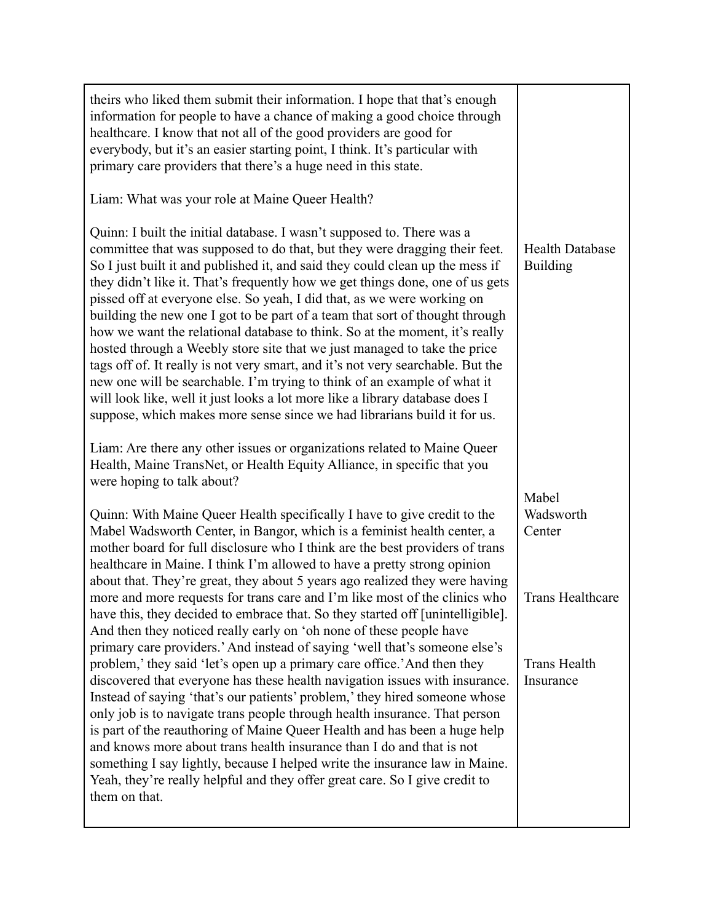| | |
|---|---|
| theirs who liked them submit their information. I hope that that's enough information for people to have a chance of making a good choice through healthcare. I know that not all of the good providers are good for everybody, but it's an easier starting point, I think. It's particular with primary care providers that there's a huge need in this state.<br><br>Liam: What was your role at Maine Queer Health?<br><br>Quinn: I built the initial database. I wasn't supposed to. There was a committee that was supposed to do that, but they were dragging their feet. So I just built it and published it, and said they could clean up the mess if they didn't like it. That's frequently how we get things done, one of us gets pissed off at everyone else. So yeah, I did that, as we were working on building the new one I got to be part of a team that sort of thought through how we want the relational database to think. So at the moment, it's really hosted through a Weebly store site that we just managed to take the price tags off of. It really is not very smart, and it's not very searchable. But the new one will be searchable. I'm trying to think of an example of what it will look like, well it just looks a lot more like a library database does I suppose, which makes more sense since we had librarians build it for us. | Health Database Building |
| Liam: Are there any other issues or organizations related to Maine Queer Health, Maine TransNet, or Health Equity Alliance, in specific that you were hoping to talk about?<br><br>Quinn: With Maine Queer Health specifically I have to give credit to the Mabel Wadsworth Center, in Bangor, which is a feminist health center, a mother board for full disclosure who I think are the best providers of trans healthcare in Maine. I think I'm allowed to have a pretty strong opinion about that. They're great, they about 5 years ago realized they were having more and more requests for trans care and I'm like most of the clinics who have this, they decided to embrace that. So they started off [unintelligible]. And then they noticed really early on 'oh none of these people have primary care providers.' And instead of saying 'well that's someone else's problem,' they said 'let's open up a primary care office.' And then they discovered that everyone has these health navigation issues with insurance. Instead of saying 'that's our patients' problem,' they hired someone whose only job is to navigate trans people through health insurance. That person is part of the reauthoring of Maine Queer Health and has been a huge help and knows more about trans health insurance than I do and that is not something I say lightly, because I helped write the insurance law in Maine. Yeah, they're really helpful and they offer great care. So I give credit to them on that. | Mabel Wadsworth Center<br><br>Trans Healthcare<br><br>Trans Health Insurance |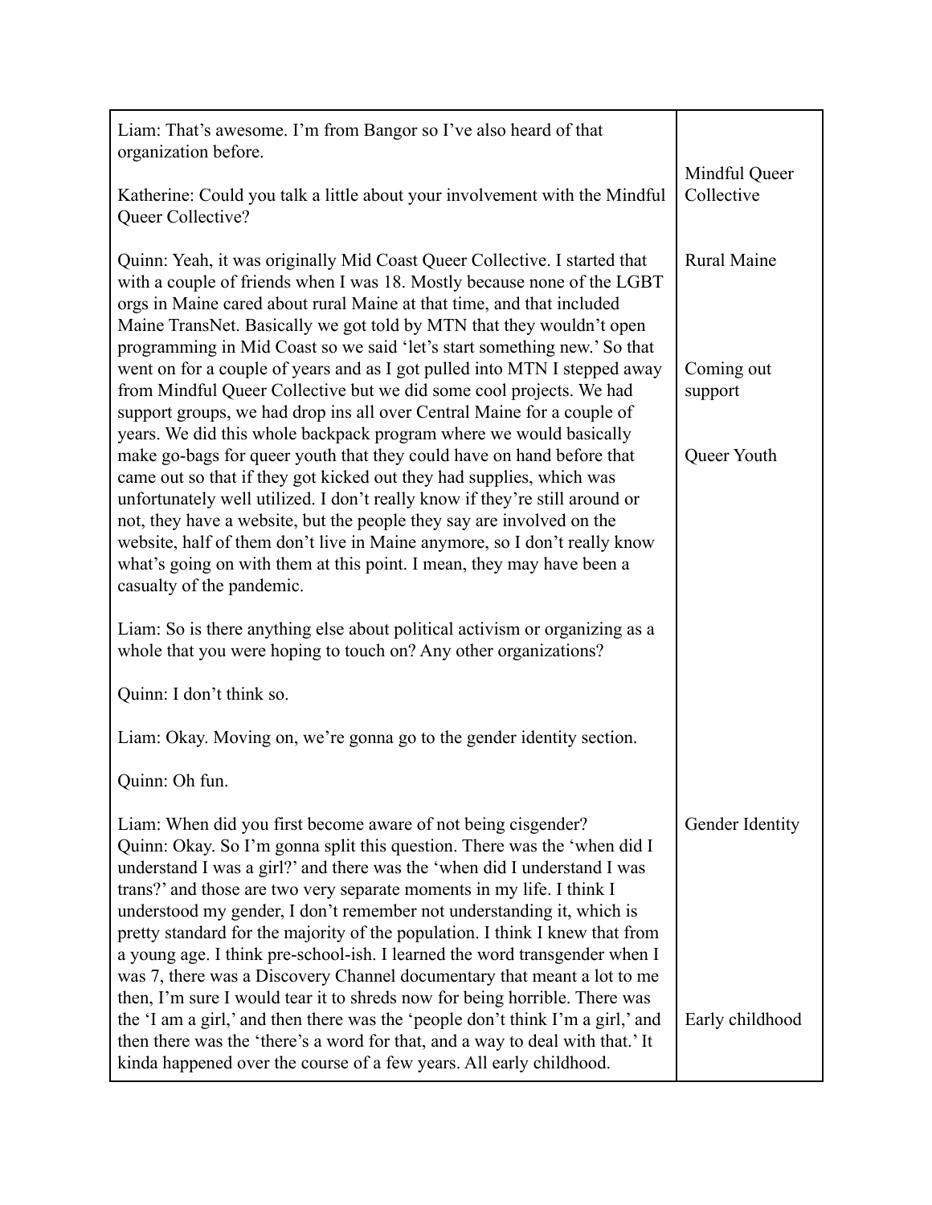| | |
|---|---|
| Liam: That's awesome. I'm from Bangor so I've also heard of that organization before.<br><br>Katherine: Could you talk a little about your involvement with the Mindful Queer Collective?<br><br>Quinn: Yeah, it was originally Mid Coast Queer Collective. I started that with a couple of friends when I was 18. Mostly because none of the LGBT orgs in Maine cared about rural Maine at that time, and that included Maine TransNet. Basically we got told by MTN that they wouldn't open programming in Mid Coast so we said 'let's start something new.' So that went on for a couple of years and as I got pulled into MTN I stepped away from Mindful Queer Collective but we did some cool projects. We had support groups, we had drop ins all over Central Maine for a couple of years. We did this whole backpack program where we would basically make go-bags for queer youth that they could have on hand before that came out so that if they got kicked out they had supplies, which was unfortunately well utilized. I don't really know if they're still around or not, they have a website, but the people they say are involved on the website, half of them don't live in Maine anymore, so I don't really know what's going on with them at this point. I mean, they may have been a casualty of the pandemic.<br><br>Liam: So is there anything else about political activism or organizing as a whole that you were hoping to touch on? Any other organizations?<br><br>Quinn: I don't think so.<br><br>Liam: Okay. Moving on, we're gonna go to the gender identity section.<br><br>Quinn: Oh fun.<br><br>Liam: When did you first become aware of not being cisgender?<br>Quinn: Okay. So I'm gonna split this question. There was the 'when did I understand I was a girl?' and there was the 'when did I understand I was trans?' and those are two very separate moments in my life. I think I understood my gender, I don't remember not understanding it, which is pretty standard for the majority of the population. I think I knew that from a young age. I think pre-school-ish. I learned the word transgender when I was 7, there was a Discovery Channel documentary that meant a lot to me then, I'm sure I would tear it to shreds now for being horrible. There was the 'I am a girl,' and then there was the 'people don't think I'm a girl,' and then there was the 'there's a word for that, and a way to deal with that.' It kinda happened over the course of a few years. All early childhood. | Mindful Queer Collective<br><br>Rural Maine<br><br>Coming out support<br><br>Queer Youth<br><br>Gender Identity<br><br>Early childhood |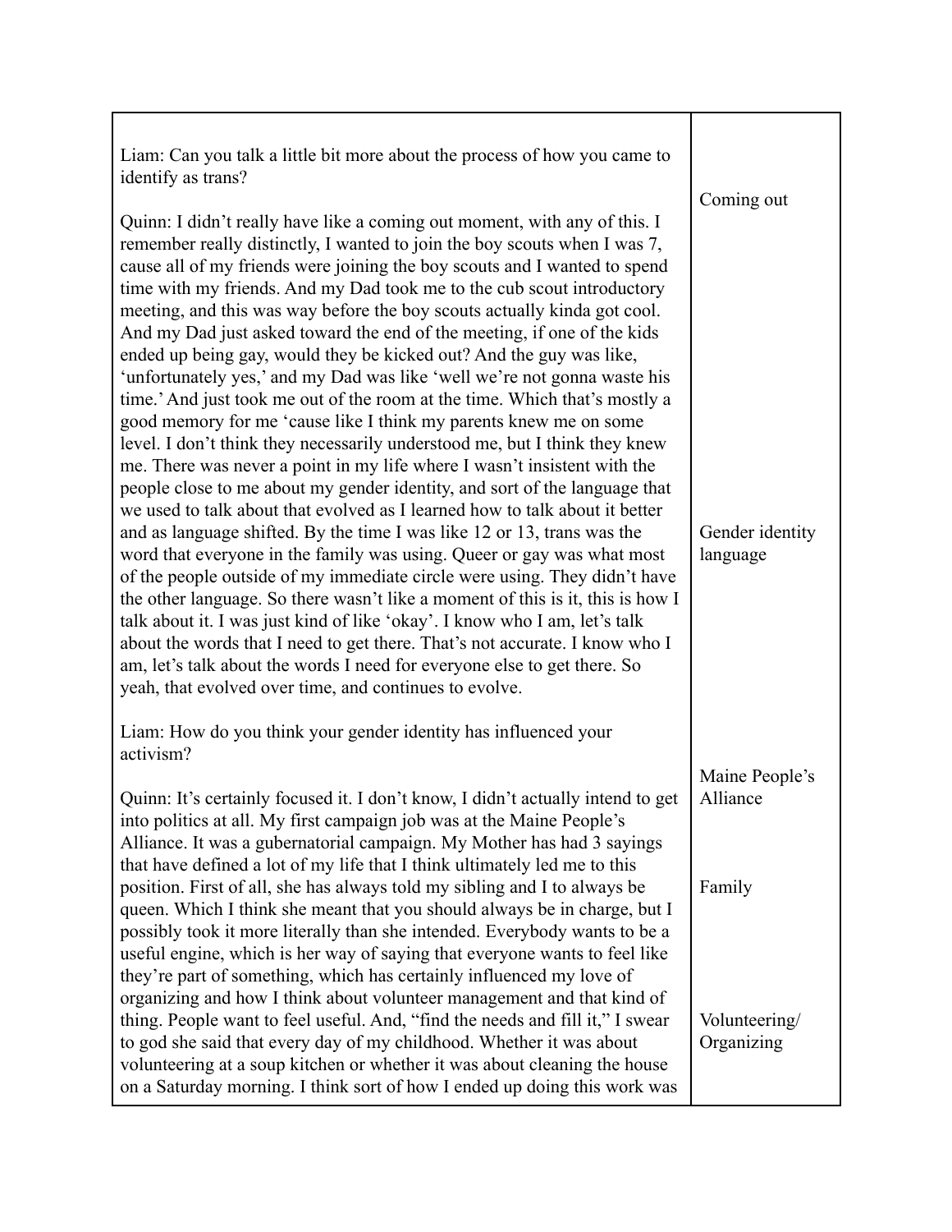| | |
|---|---|
| Liam: Can you talk a little bit more about the process of how you came to identify as trans?<br><br>Quinn: I didn't really have like a coming out moment, with any of this. I remember really distinctly, I wanted to join the boy scouts when I was 7, cause all of my friends were joining the boy scouts and I wanted to spend time with my friends. And my Dad took me to the cub scout introductory meeting, and this was way before the boy scouts actually kinda got cool. And my Dad just asked toward the end of the meeting, if one of the kids ended up being gay, would they be kicked out? And the guy was like, 'unfortunately yes,' and my Dad was like 'well we're not gonna waste his time.' And just took me out of the room at the time. Which that's mostly a good memory for me 'cause like I think my parents knew me on some level. I don't think they necessarily understood me, but I think they knew me. There was never a point in my life where I wasn't insistent with the people close to me about my gender identity, and sort of the language that we used to talk about that evolved as I learned how to talk about it better and as language shifted. By the time I was like 12 or 13, trans was the word that everyone in the family was using. Queer or gay was what most of the people outside of my immediate circle were using. They didn't have the other language. So there wasn't like a moment of this is it, this is how I talk about it. I was just kind of like 'okay'. I know who I am, let's talk about the words that I need to get there. That's not accurate. I know who I am, let's talk about the words I need for everyone else to get there. So yeah, that evolved over time, and continues to evolve. | Coming out<br><br>Gender identity language |
| Liam: How do you think your gender identity has influenced your activism?<br><br>Quinn: It's certainly focused it. I don't know, I didn't actually intend to get into politics at all. My first campaign job was at the Maine People's Alliance. It was a gubernatorial campaign. My Mother has had 3 sayings that have defined a lot of my life that I think ultimately led me to this position. First of all, she has always told my sibling and I to always be queen. Which I think she meant that you should always be in charge, but I possibly took it more literally than she intended. Everybody wants to be a useful engine, which is her way of saying that everyone wants to feel like they're part of something, which has certainly influenced my love of organizing and how I think about volunteer management and that kind of thing. People want to feel useful. And, "find the needs and fill it," I swear to god she said that every day of my childhood. Whether it was about volunteering at a soup kitchen or whether it was about cleaning the house on a Saturday morning. I think sort of how I ended up doing this work was | Maine People's Alliance<br><br>Family<br><br>Volunteering/ Organizing |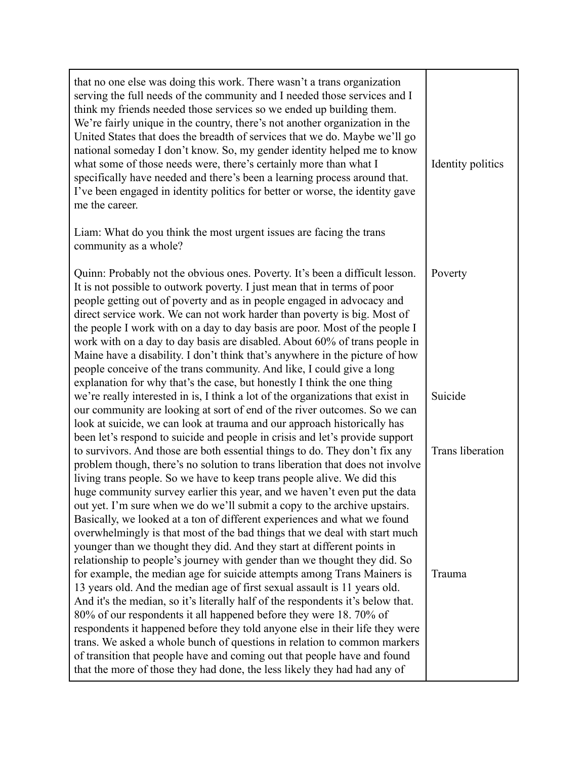| | |
|---|---|
| that no one else was doing this work. There wasn't a trans organization serving the full needs of the community and I needed those services and I think my friends needed those services so we ended up building them. We're fairly unique in the country, there's not another organization in the United States that does the breadth of services that we do. Maybe we'll go national someday I don't know. So, my gender identity helped me to know what some of those needs were, there's certainly more than what I specifically have needed and there's been a learning process around that. I've been engaged in identity politics for better or worse, the identity gave me the career. | Identity politics |
| Liam: What do you think the most urgent issues are facing the trans community as a whole? | |
| Quinn: Probably not the obvious ones. Poverty. It's been a difficult lesson. It is not possible to outwork poverty. I just mean that in terms of poor people getting out of poverty and as in people engaged in advocacy and direct service work. We can not work harder than poverty is big. Most of the people I work with on a day to day basis are poor. Most of the people I work with on a day to day basis are disabled. About 60% of trans people in Maine have a disability. I don't think that's anywhere in the picture of how people conceive of the trans community. And like, I could give a long explanation for why that's the case, but honestly I think the one thing we're really interested in is, I think a lot of the organizations that exist in our community are looking at sort of end of the river outcomes. So we can look at suicide, we can look at trauma and our approach historically has been let's respond to suicide and people in crisis and let's provide support to survivors. And those are both essential things to do. They don't fix any problem though, there's no solution to trans liberation that does not involve living trans people. So we have to keep trans people alive. We did this huge community survey earlier this year, and we haven't even put the data out yet. I'm sure when we do we'll submit a copy to the archive upstairs. Basically, we looked at a ton of different experiences and what we found overwhelmingly is that most of the bad things that we deal with start much younger than we thought they did. And they start at different points in relationship to people's journey with gender than we thought they did. So for example, the median age for suicide attempts among Trans Mainers is 13 years old. And the median age of first sexual assault is 11 years old. And it's the median, so it's literally half of the respondents it's below that. 80% of our respondents it all happened before they were 18. 70% of respondents it happened before they told anyone else in their life they were trans. We asked a whole bunch of questions in relation to common markers of transition that people have and coming out that people have and found that the more of those they had done, the less likely they had had any of | Poverty<br><br>Suicide<br><br>Trans liberation<br><br>Trauma |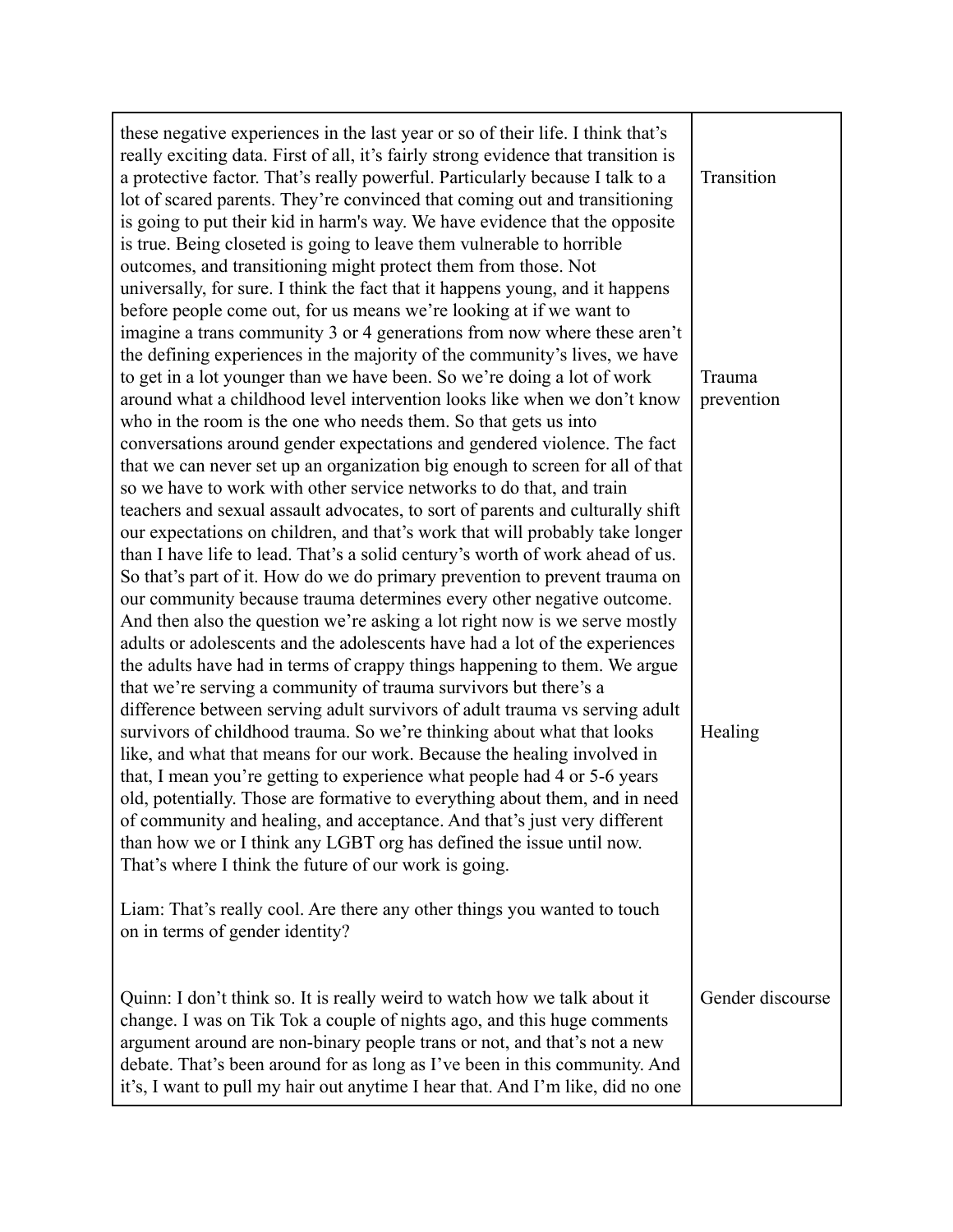| | |
|---|---|
| these negative experiences in the last year or so of their life. I think that's really exciting data. First of all, it's fairly strong evidence that transition is a protective factor. That's really powerful. Particularly because I talk to a lot of scared parents. They're convinced that coming out and transitioning is going to put their kid in harm's way. We have evidence that the opposite is true. Being closeted is going to leave them vulnerable to horrible outcomes, and transitioning might protect them from those. Not universally, for sure. I think the fact that it happens young, and it happens before people come out, for us means we're looking at if we want to imagine a trans community 3 or 4 generations from now where these aren't the defining experiences in the majority of the community's lives, we have to get in a lot younger than we have been. So we're doing a lot of work around what a childhood level intervention looks like when we don't know who in the room is the one who needs them. So that gets us into conversations around gender expectations and gendered violence. The fact that we can never set up an organization big enough to screen for all of that so we have to work with other service networks to do that, and train teachers and sexual assault advocates, to sort of parents and culturally shift our expectations on children, and that's work that will probably take longer than I have life to lead. That's a solid century's worth of work ahead of us. So that's part of it. How do we do primary prevention to prevent trauma on our community because trauma determines every other negative outcome. And then also the question we're asking a lot right now is we serve mostly adults or adolescents and the adolescents have had a lot of the experiences the adults have had in terms of crappy things happening to them. We argue that we're serving a community of trauma survivors but there's a difference between serving adult survivors of adult trauma vs serving adult survivors of childhood trauma. So we're thinking about what that looks like, and what that means for our work. Because the healing involved in that, I mean you're getting to experience what people had 4 or 5-6 years old, potentially. Those are formative to everything about them, and in need of community and healing, and acceptance. And that's just very different than how we or I think any LGBT org has defined the issue until now. That's where I think the future of our work is going. | Transition<br><br>Trauma prevention<br><br>Healing |
| Liam: That's really cool. Are there any other things you wanted to touch on in terms of gender identity? | |
| Quinn: I don't think so. It is really weird to watch how we talk about it change. I was on Tik Tok a couple of nights ago, and this huge comments argument around are non-binary people trans or not, and that's not a new debate. That's been around for as long as I've been in this community. And it's, I want to pull my hair out anytime I hear that. And I'm like, did no one | Gender discourse |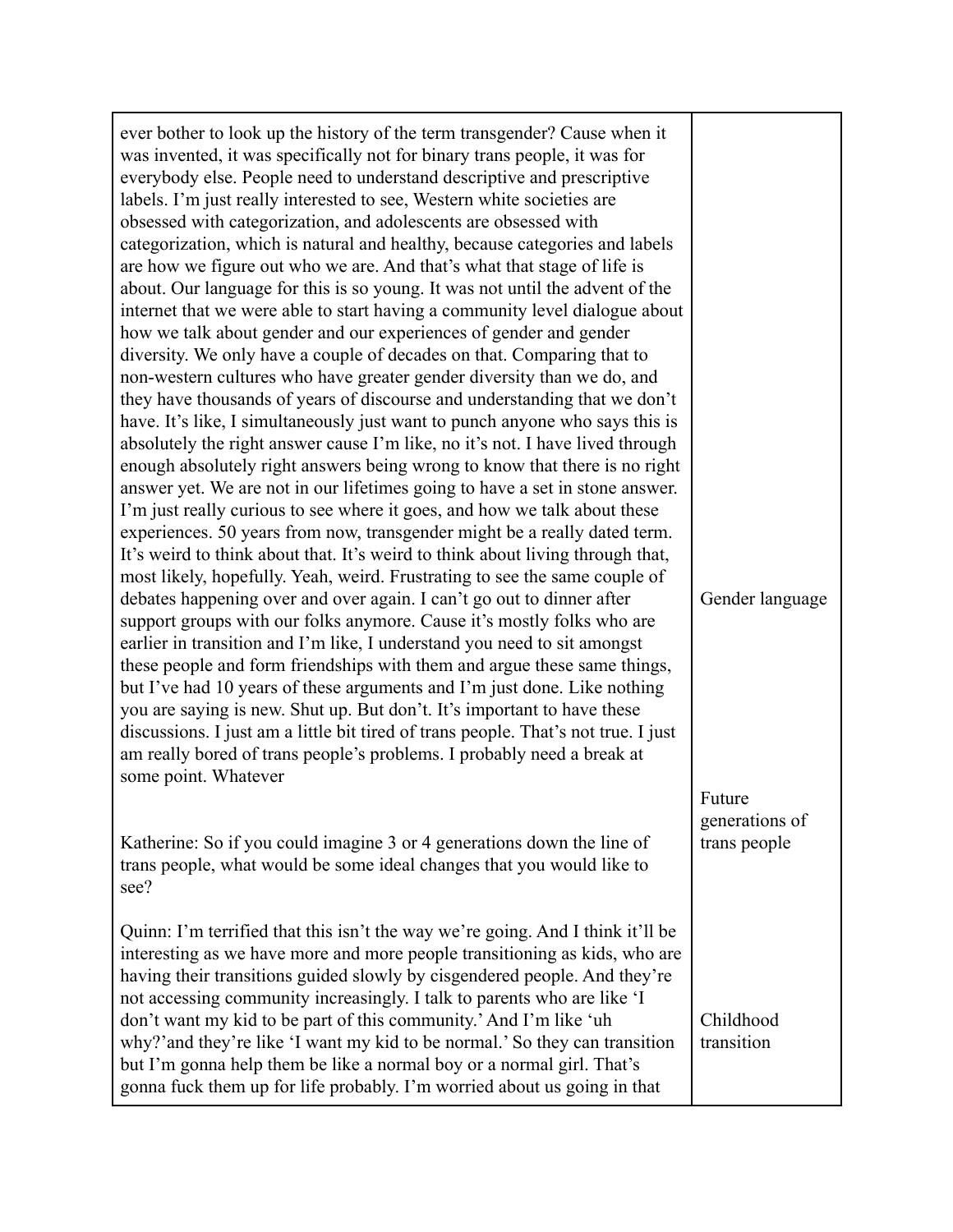| | |
|---|---|
| ever bother to look up the history of the term transgender? Cause when it was invented, it was specifically not for binary trans people, it was for everybody else. People need to understand descriptive and prescriptive labels. I'm just really interested to see, Western white societies are obsessed with categorization, and adolescents are obsessed with categorization, which is natural and healthy, because categories and labels are how we figure out who we are. And that's what that stage of life is about. Our language for this is so young. It was not until the advent of the internet that we were able to start having a community level dialogue about how we talk about gender and our experiences of gender and gender diversity. We only have a couple of decades on that. Comparing that to non-western cultures who have greater gender diversity than we do, and they have thousands of years of discourse and understanding that we don't have. It's like, I simultaneously just want to punch anyone who says this is absolutely the right answer cause I'm like, no it's not. I have lived through enough absolutely right answers being wrong to know that there is no right answer yet. We are not in our lifetimes going to have a set in stone answer. I'm just really curious to see where it goes, and how we talk about these experiences. 50 years from now, transgender might be a really dated term. It's weird to think about that. It's weird to think about living through that, most likely, hopefully. Yeah, weird. Frustrating to see the same couple of debates happening over and over again. I can't go out to dinner after support groups with our folks anymore. Cause it's mostly folks who are earlier in transition and I'm like, I understand you need to sit amongst these people and form friendships with them and argue these same things, but I've had 10 years of these arguments and I'm just done. Like nothing you are saying is new. Shut up. But don't. It's important to have these discussions. I just am a little bit tired of trans people. That's not true. I just am really bored of trans people's problems. I probably need a break at some point. Whatever | Gender language |
| Katherine: So if you could imagine 3 or 4 generations down the line of trans people, what would be some ideal changes that you would like to see? | Future generations of trans people |
| Quinn: I'm terrified that this isn't the way we're going. And I think it'll be interesting as we have more and more people transitioning as kids, who are having their transitions guided slowly by cisgendered people. And they're not accessing community increasingly. I talk to parents who are like 'I don't want my kid to be part of this community.' And I'm like 'uh why?' and they're like 'I want my kid to be normal.' So they can transition but I'm gonna help them be like a normal boy or a normal girl. That's gonna fuck them up for life probably. I'm worried about us going in that | Childhood transition |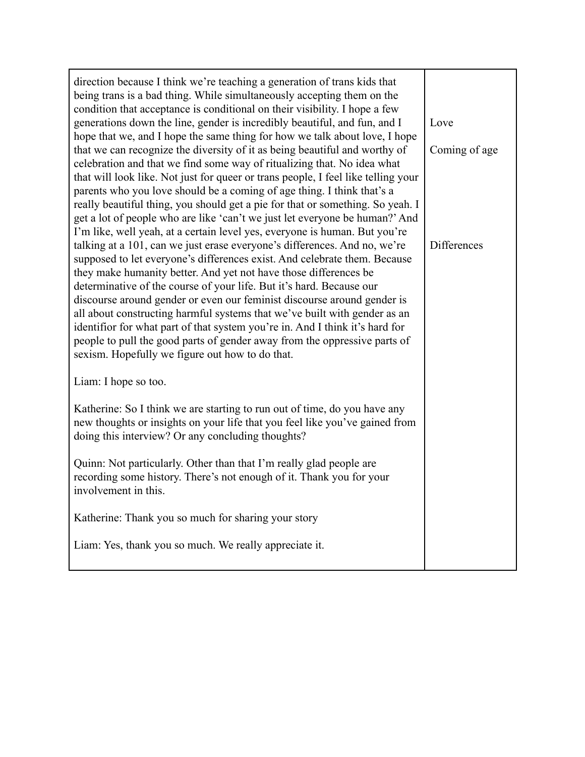| | |
|---|---|
| direction because I think we're teaching a generation of trans kids that being trans is a bad thing. While simultaneously accepting them on the condition that acceptance is conditional on their visibility. I hope a few generations down the line, gender is incredibly beautiful, and fun, and I hope that we, and I hope the same thing for how we talk about love, I hope that we can recognize the diversity of it as being beautiful and worthy of celebration and that we find some way of ritualizing that. No idea what that will look like. Not just for queer or trans people, I feel like telling your parents who you love should be a coming of age thing. I think that's a really beautiful thing, you should get a pie for that or something. So yeah. I get a lot of people who are like 'can't we just let everyone be human?' And I'm like, well yeah, at a certain level yes, everyone is human. But you're talking at a 101, can we just erase everyone's differences. And no, we're supposed to let everyone's differences exist. And celebrate them. Because they make humanity better. And yet not have those differences be determinative of the course of your life. But it's hard. Because our discourse around gender or even our feminist discourse around gender is all about constructing harmful systems that we've built with gender as an identifior for what part of that system you're in. And I think it's hard for people to pull the good parts of gender away from the oppressive parts of sexism. Hopefully we figure out how to do that.<br><br>Liam: I hope so too.<br><br>Katherine: So I think we are starting to run out of time, do you have any new thoughts or insights on your life that you feel like you've gained from doing this interview? Or any concluding thoughts?<br><br>Quinn: Not particularly. Other than that I'm really glad people are recording some history. There's not enough of it. Thank you for your involvement in this.<br><br>Katherine: Thank you so much for sharing your story<br><br>Liam: Yes, thank you so much. We really appreciate it. | Love<br><br>Coming of age<br><br>Differences |